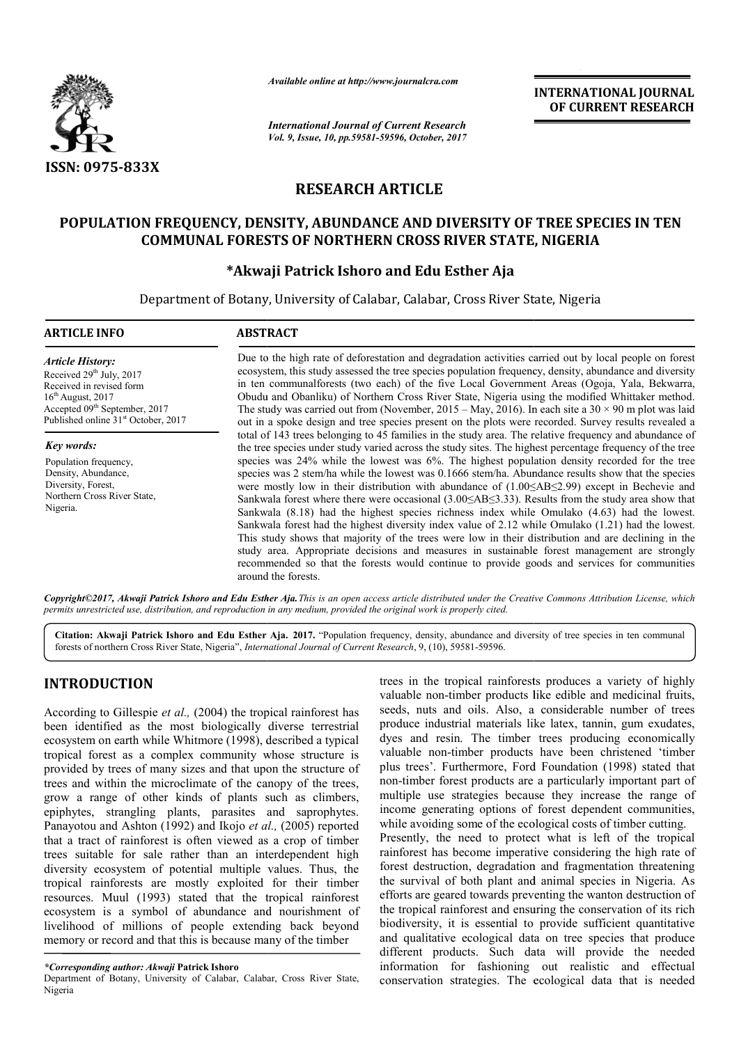ISSN: 0975-833X

*Available online at http://www.journalcra.com*

*International Journal of Current Research*
*Vol. 9, Issue, 10, pp.59581-59596, October, 2017*

**INTERNATIONAL JOURNAL OF CURRENT RESEARCH**

## RESEARCH ARTICLE

# POPULATION FREQUENCY, DENSITY, ABUNDANCE AND DIVERSITY OF TREE SPECIES IN TEN COMMUNAL FORESTS OF NORTHERN CROSS RIVER STATE, NIGERIA

**\*Akwaji Patrick Ishoro and Edu Esther Aja**

Department of Botany, University of Calabar, Calabar, Cross River State, Nigeria

**ARTICLE INFO**

*Article History:*
Received 29th July, 2017
Received in revised form
16th August, 2017
Accepted 09th September, 2017
Published online 31st October, 2017

*Key words:*
Population frequency, Density, Abundance, Diversity, Forest, Northern Cross River State, Nigeria.

**ABSTRACT**

Due to the high rate of deforestation and degradation activities carried out by local people on forest ecosystem, this study assessed the tree species population frequency, density, abundance and diversity in ten communalforests (two each) of the five Local Government Areas (Ogoja, Yala, Bekwarra, Obudu and Obanliku) of Northern Cross River State, Nigeria using the modified Whittaker method. The study was carried out from (November, 2015 – May, 2016). In each site a 30 × 90 m plot was laid out in a spoke design and tree species present on the plots were recorded. Survey results revealed a total of 143 trees belonging to 45 families in the study area. The relative frequency and abundance of the tree species under study varied across the study sites. The highest percentage frequency of the tree species was 24% while the lowest was 6%. The highest population density recorded for the tree species was 2 stem/ha while the lowest was 0.1666 stem/ha. Abundance results show that the species were mostly low in their distribution with abundance of (1.00≤AB≤2.99) except in Bechevie and Sankwala forest where there were occasional (3.00≤AB≤3.33). Results from the study area show that Sankwala (8.18) had the highest species richness index while Omulako (4.63) had the lowest. Sankwala forest had the highest diversity index value of 2.12 while Omulako (1.21) had the lowest. This study shows that majority of the trees were low in their distribution and are declining in the study area. Appropriate decisions and measures in sustainable forest management are strongly recommended so that the forests would continue to provide goods and services for communities around the forests.

***Copyright©2017, Akwaji Patrick Ishoro and Edu Esther Aja.*** *This is an open access article distributed under the Creative Commons Attribution License, which permits unrestricted use, distribution, and reproduction in any medium, provided the original work is properly cited.*

**Citation: Akwaji Patrick Ishoro and Edu Esther Aja. 2017.** "Population frequency, density, abundance and diversity of tree species in ten communal forests of northern Cross River State, Nigeria", *International Journal of Current Research*, 9, (10), 59581-59596.

## INTRODUCTION

According to Gillespie *et al.,* (2004) the tropical rainforest has been identified as the most biologically diverse terrestrial ecosystem on earth while Whitmore (1998), described a typical tropical forest as a complex community whose structure is provided by trees of many sizes and that upon the structure of trees and within the microclimate of the canopy of the trees, grow a range of other kinds of plants such as climbers, epiphytes, strangling plants, parasites and saprophytes. Panayotou and Ashton (1992) and Ikojo *et al.,* (2005) reported that a tract of rainforest is often viewed as a crop of timber trees suitable for sale rather than an interdependent high diversity ecosystem of potential multiple values. Thus, the tropical rainforests are mostly exploited for their timber resources. Muul (1993) stated that the tropical rainforest ecosystem is a symbol of abundance and nourishment of livelihood of millions of people extending back beyond memory or record and that this is because many of the timber trees in the tropical rainforests produces a variety of highly valuable non-timber products like edible and medicinal fruits, seeds, nuts and oils. Also, a considerable number of trees produce industrial materials like latex, tannin, gum exudates, dyes and resin. The timber trees producing economically valuable non-timber products have been christened 'timber plus trees'. Furthermore, Ford Foundation (1998) stated that non-timber forest products are a particularly important part of multiple use strategies because they increase the range of income generating options of forest dependent communities, while avoiding some of the ecological costs of timber cutting.

Presently, the need to protect what is left of the tropical rainforest has become imperative considering the high rate of forest destruction, degradation and fragmentation threatening the survival of both plant and animal species in Nigeria. As efforts are geared towards preventing the wanton destruction of the tropical rainforest and ensuring the conservation of its rich biodiversity, it is essential to provide sufficient quantitative and qualitative ecological data on tree species that produce different products. Such data will provide the needed information for fashioning out realistic and effectual conservation strategies. The ecological data that is needed

*\*Corresponding author: Akwaji* **Patrick Ishoro**
Department of Botany, University of Calabar, Calabar, Cross River State, Nigeria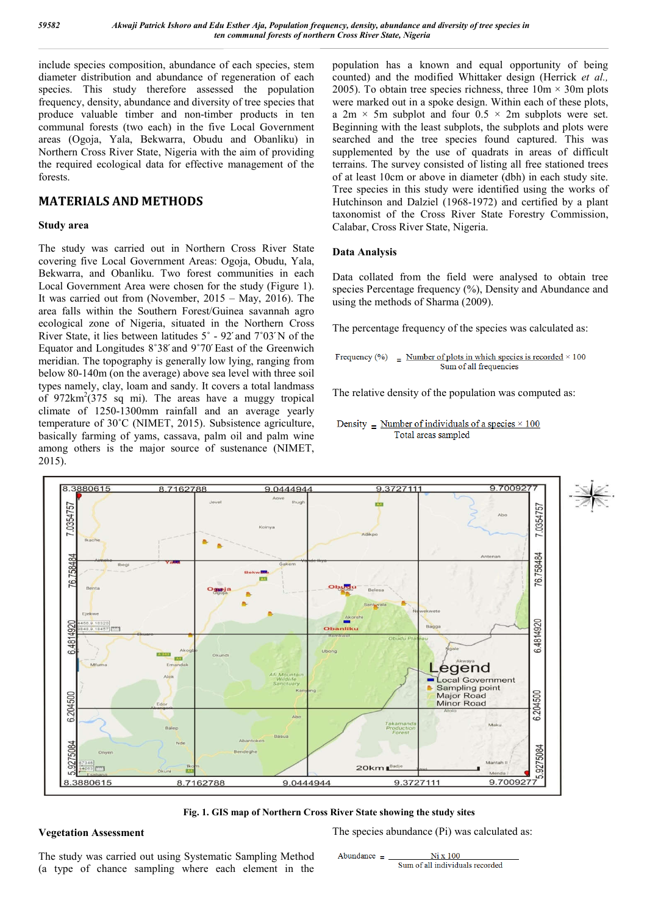include species composition, abundance of each species, stem diameter distribution and abundance of regeneration of each species. This study therefore assessed the population frequency, density, abundance and diversity of tree species that produce valuable timber and non-timber products in ten communal forests (two each) in the five Local Government areas (Ogoja, Yala, Bekwarra, Obudu and Obanliku) in Northern Cross River State, Nigeria with the aim of providing the required ecological data for effective management of the forests.

## MATERIALS AND METHODS

### Study area

The study was carried out in Northern Cross River State covering five Local Government Areas: Ogoja, Obudu, Yala, Bekwarra, and Obanliku. Two forest communities in each Local Government Area were chosen for the study (Figure 1). It was carried out from (November, 2015 – May, 2016). The area falls within the Southern Forest/Guinea savannah agro ecological zone of Nigeria, situated in the Northern Cross River State, it lies between latitudes 5˚ - 92΄and 7˚03΄N of the Equator and Longitudes 8˚38΄and 9˚70΄East of the Greenwich meridian. The topography is generally low lying, ranging from below 80-140m (on the average) above sea level with three soil types namely, clay, loam and sandy. It covers a total landmass of 972km$^2$(375 sq mi). The areas have a muggy tropical climate of 1250-1300mm rainfall and average yearly temperature of 30˚C (NIMET, 2015). Subsistence agriculture, basically farming of yams, cassava, palm oil and palm wine among others is the major source of sustenance (NIMET, 2015).

Fig. 1. GIS map of Northern Cross River State showing the study sites

### Vegetation Assessment

The study was carried out using Systematic Sampling Method (a type of chance sampling where each element in the population has a known and equal opportunity of being counted) and the modified Whittaker design (Herrick *et al.,* 2005). To obtain tree species richness, ten 10m × 30m plots were marked out in a spoke design. Within each of these plots, a 2m × 5m subplot and four 0.5 × 2m subplots were set. Beginning with the least subplots, the subplots and plots were searched and the tree species found captured. This was supplemented by the use of quadrats in areas of difficult terrains. The survey consisted of listing all free stationed trees of at least 10cm or above in diameter (dbh) in each study site. Tree species in this study were identified using the works of Hutchinson and Dalziel (1968-1972) and certified by a plant taxonomist of the Cross River State Forestry Commission, Calabar, Cross River State, Nigeria.

### Data Analysis

Data collated from the field were analysed to obtain tree species Percentage frequency (%), Density and Abundance and using the methods of Sharma (2009).

The percentage frequency of the species was calculated as:

$$\text{Frequency (\%)} = \frac{\text{Number of plots in which species is recorded}}{\text{Sum of all frequencies}} \times 100$$

The relative density of the population was computed as:

$$\text{Density} = \frac{\text{Number of individuals of a species} \times 100}{\text{Total areas sampled}}$$

The species abundance (Pi) was calculated as:

$$\text{Abundance} = \frac{\text{Ni x 100}}{\text{Sum of all individuals recorded}}$$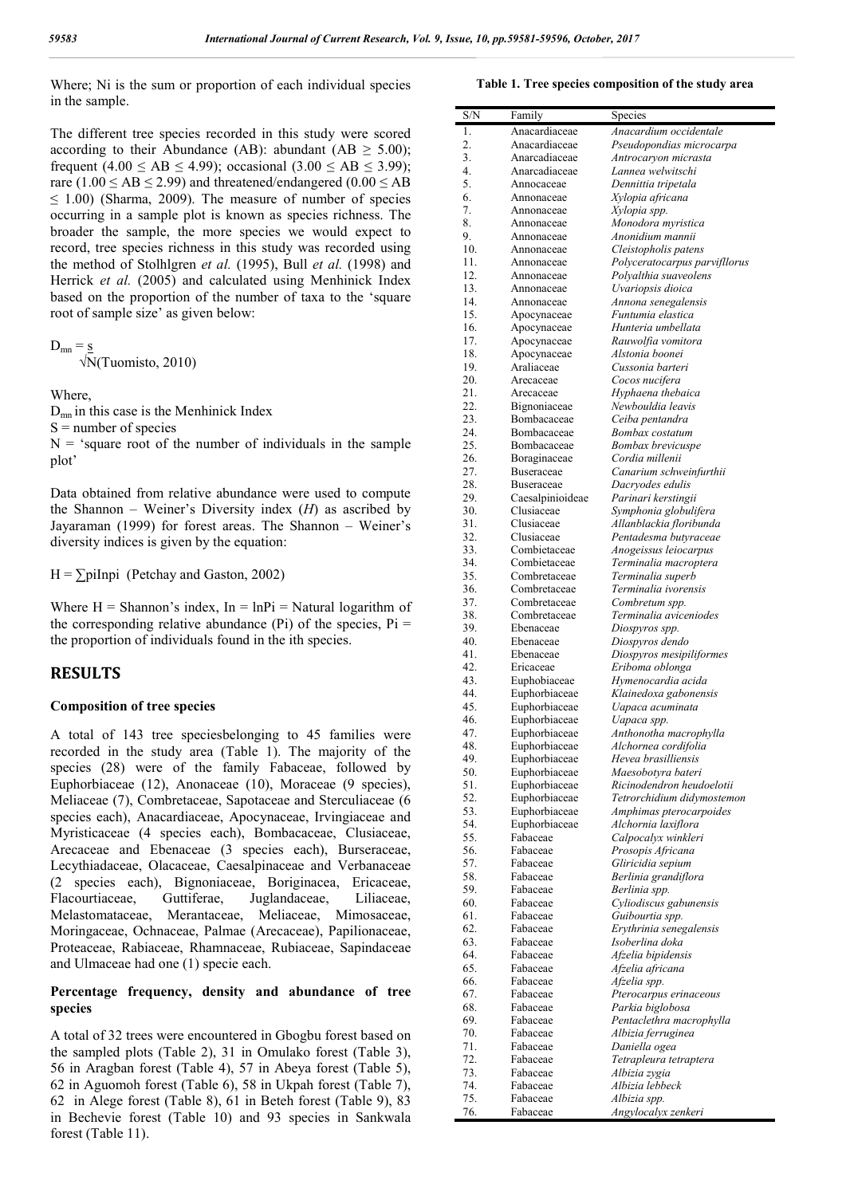Where; Ni is the sum or proportion of each individual species in the sample.

The different tree species recorded in this study were scored according to their Abundance (AB): abundant ($AB \geq 5.00$); frequent ($4.00 \leq AB \leq 4.99$); occasional ($3.00 \leq AB \leq 3.99$); rare ($1.00 \leq AB \leq 2.99$) and threatened/endangered ($0.00 \leq AB \leq 1.00$) (Sharma, 2009). The measure of number of species occurring in a sample plot is known as species richness. The broader the sample, the more species we would expect to record, tree species richness in this study was recorded using the method of Stolhlgren *et al.* (1995), Bull *et al.* (1998) and Herrick *et al.* (2005) and calculated using Menhinick Index based on the proportion of the number of taxa to the 'square root of sample size' as given below:

$$D_{mn} = \frac{s}{\sqrt{N}}$$ (Tuomisto, 2010)

Where,

$D_{mn}$ in this case is the Menhinick Index

S = number of species

N = 'square root of the number of individuals in the sample plot'

Data obtained from relative abundance were used to compute the Shannon – Weiner's Diversity index (*H*) as ascribed by Jayaraman (1999) for forest areas. The Shannon – Weiner's diversity indices is given by the equation:

$$H = \sum pi \ln pi$$ (Petchay and Gaston, 2002)

Where H = Shannon's index, In = lnPi = Natural logarithm of the corresponding relative abundance (Pi) of the species, Pi = the proportion of individuals found in the ith species.

# RESULTS

### Composition of tree species

A total of 143 tree speciesbelonging to 45 families were recorded in the study area (Table 1). The majority of the species (28) were of the family Fabaceae, followed by Euphorbiaceae (12), Anonaceae (10), Moraceae (9 species), Meliaceae (7), Combretaceae, Sapotaceae and Sterculiaceae (6 species each), Anacardiaceae, Apocynaceae, Irvingiaceae and Myristicaceae (4 species each), Bombacaceae, Clusiaceae, Arecaceae and Ebenaceae (3 species each), Burseraceae, Lecythiadaceae, Olacaceae, Caesalpinaceae and Verbanaceae (2 species each), Bignoniaceae, Boriginacea, Ericaceae, Flacourtiaceae, Guttiferae, Juglandaceae, Liliaceae, Melastomataceae, Merantaceae, Meliaceae, Mimosaceae, Moringaceae, Ochnaceae, Palmae (Arecaceae), Papilionaceae, Proteaceae, Rabiaceae, Rhamnaceae, Rubiaceae, Sapindaceae and Ulmaceae had one (1) specie each.

### Percentage frequency, density and abundance of tree species

A total of 32 trees were encountered in Gbogbu forest based on the sampled plots (Table 2), 31 in Omulako forest (Table 3), 56 in Aragban forest (Table 4), 57 in Abeya forest (Table 5), 62 in Aguomoh forest (Table 6), 58 in Ukpah forest (Table 7), 62 in Alege forest (Table 8), 61 in Beteh forest (Table 9), 83 in Bechevie forest (Table 10) and 93 species in Sankwala forest (Table 11).

**Table 1. Tree species composition of the study area**

| S/N | Family | Species |
|---|---|---|
| 1. | Anacardiaceae | *Anacardium occidentale* |
| 2. | Anacardiaceae | *Pseudopondias microcarpa* |
| 3. | Anarcadiaceae | *Antrocaryon micrasta* |
| 4. | Anarcadiaceae | *Lannea welwitschi* |
| 5. | Annocaceae | *Dennittia tripetala* |
| 6. | Annonaceae | *Xylopia africana* |
| 7. | Annonaceae | *Xylopia spp.* |
| 8. | Annonaceae | *Monodora myristica* |
| 9. | Annonaceae | *Anonidium mannii* |
| 10. | Annonaceae | *Cleistopholis patens* |
| 11. | Annonaceae | *Polyceratocarpus parviflorus* |
| 12. | Annonaceae | *Polyalthia suaveolens* |
| 13. | Annonaceae | *Uvariopsis dioica* |
| 14. | Annonaceae | *Annona senegalensis* |
| 15. | Apocynaceae | *Funtumia elastica* |
| 16. | Apocynaceae | *Hunteria umbellata* |
| 17. | Apocynaceae | *Rauwolfia vomitora* |
| 18. | Apocynaceae | *Alstonia boonei* |
| 19. | Araliaceae | *Cussonia barteri* |
| 20. | Arecaceae | *Cocos nucifera* |
| 21. | Arecaceae | *Hyphaena thebaica* |
| 22. | Bignoniaceae | *Newbouldia leavis* |
| 23. | Bombacaceae | *Ceiba pentandra* |
| 24. | Bombacaceae | *Bombax costatum* |
| 25. | Bombacaceae | *Bombax brevicuspe* |
| 26. | Boraginaceae | *Cordia millenii* |
| 27. | Buseraceae | *Canarium schweinfurthii* |
| 28. | Buseraceae | *Dacryodes edulis* |
| 29. | Caesalpinioideae | *Parinari kerstingii* |
| 30. | Clusiaceae | *Symphonia globulifera* |
| 31. | Clusiaceae | *Allanblackia floribunda* |
| 32. | Clusiaceae | *Pentadesma butyraceae* |
| 33. | Combietaceae | *Anogeissus leiocarpus* |
| 34. | Combietaceae | *Terminalia macroptera* |
| 35. | Combretaceae | *Terminalia superb* |
| 36. | Combretaceae | *Terminalia ivorensis* |
| 37. | Combretaceae | *Combretum spp.* |
| 38. | Combretaceae | *Terminalia aviceniodes* |
| 39. | Ebenaceae | *Diospyros spp.* |
| 40. | Ebenaceae | *Diospyros dendo* |
| 41. | Ebenaceae | *Diospyros mesipiliformes* |
| 42. | Ericaceae | *Eriboma oblonga* |
| 43. | Euphobiaceae | *Hymenocardia acida* |
| 44. | Euphorbiaceae | *Klainedoxa gabonensis* |
| 45. | Euphorbiaceae | *Uapaca acuminata* |
| 46. | Euphorbiaceae | *Uapaca spp.* |
| 47. | Euphorbiaceae | *Anthonotha macrophylla* |
| 48. | Euphorbiaceae | *Alchornea cordifolia* |
| 49. | Euphorbiaceae | *Hevea brasilliensis* |
| 50. | Euphorbiaceae | *Maesobotyra bateri* |
| 51. | Euphorbiaceae | *Ricinodendron heudoelotii* |
| 52. | Euphorbiaceae | *Tetrorchidium didymostemon* |
| 53. | Euphorbiaceae | *Amphimas pterocarpoides* |
| 54. | Euphorbiaceae | *Alchornia laxiflora* |
| 55. | Fabaceae | *Calpocalyx winkleri* |
| 56. | Fabaceae | *Prosopis Africana* |
| 57. | Fabaceae | *Gliricidia sepium* |
| 58. | Fabaceae | *Berlinia grandiflora* |
| 59. | Fabaceae | *Berlinia spp.* |
| 60. | Fabaceae | *Cyliodiscus gabunensis* |
| 61. | Fabaceae | *Guibourtia spp.* |
| 62. | Fabaceae | *Erythrinia senegalensis* |
| 63. | Fabaceae | *Isoberlina doka* |
| 64. | Fabaceae | *Afzelia bipidensis* |
| 65. | Fabaceae | *Afzelia africana* |
| 66. | Fabaceae | *Afzelia spp.* |
| 67. | Fabaceae | *Pterocarpus erinaceous* |
| 68. | Fabaceae | *Parkia biglobosa* |
| 69. | Fabaceae | *Pentaclethra macrophylla* |
| 70. | Fabaceae | *Albizia ferruginea* |
| 71. | Fabaceae | *Daniella ogea* |
| 72. | Fabaceae | *Tetrapleura tetraptera* |
| 73. | Fabaceae | *Albizia zygia* |
| 74. | Fabaceae | *Albizia lebbeck* |
| 75. | Fabaceae | *Albizia spp.* |
| 76. | Fabaceae | *Angylocalyx zenkeri* |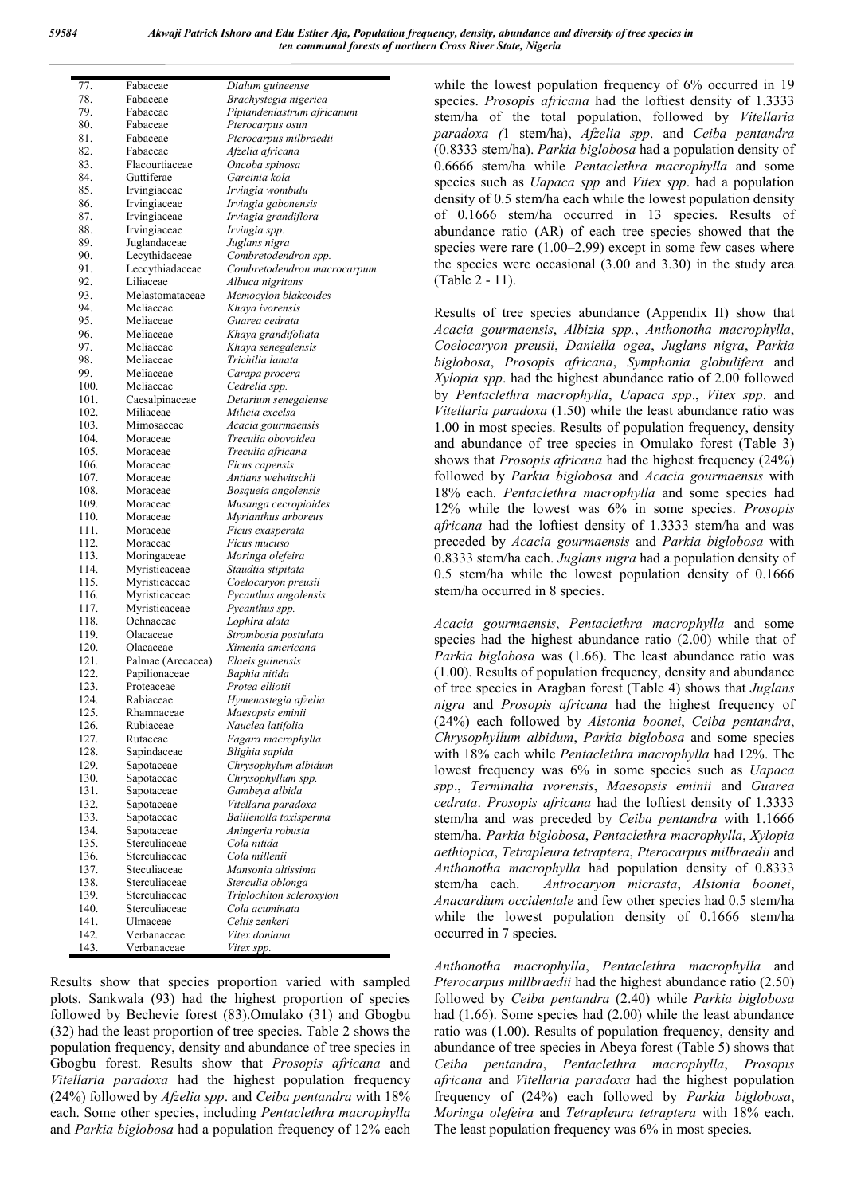| | | |
|---|---|---|
| 77. | Fabaceae | *Dialum guineense* |
| 78. | Fabaceae | *Brachystegia nigerica* |
| 79. | Fabaceae | *Piptandeniastrum africanum* |
| 80. | Fabaceae | *Pterocarpus osun* |
| 81. | Fabaceae | *Pterocarpus milbraedii* |
| 82. | Fabaceae | *Afzelia africana* |
| 83. | Flacourtiaceae | *Oncoba spinosa* |
| 84. | Guttiferae | *Garcinia kola* |
| 85. | Irvingiaceae | *Irvingia wombulu* |
| 86. | Irvingiaceae | *Irvingia gabonensis* |
| 87. | Irvingiaceae | *Irvingia grandiflora* |
| 88. | Irvingiaceae | *Irvingia spp.* |
| 89. | Juglandaceae | *Juglans nigra* |
| 90. | Lecythidaceae | *Combretodendron spp.* |
| 91. | Leccythiadaceae | *Combretodendron macrocarpum* |
| 92. | Liliaceae | *Albuca nigritans* |
| 93. | Melastomataceae | *Memocylon blakeoides* |
| 94. | Meliaceae | *Khaya ivorensis* |
| 95. | Meliaceae | *Guarea cedrata* |
| 96. | Meliaceae | *Khaya grandifoliata* |
| 97. | Meliaceae | *Khaya senegalensis* |
| 98. | Meliaceae | *Trichilia lanata* |
| 99. | Meliaceae | *Carapa procera* |
| 100. | Meliaceae | *Cedrella spp.* |
| 101. | Caesalpinaceae | *Detarium senegalense* |
| 102. | Miliaceae | *Milicia excelsa* |
| 103. | Mimosaceae | *Acacia gourmaensis* |
| 104. | Moraceae | *Treculia obovoidea* |
| 105. | Moraceae | *Treculia africana* |
| 106. | Moraceae | *Ficus capensis* |
| 107. | Moraceae | *Antians welwitschii* |
| 108. | Moraceae | *Bosqueia angolensis* |
| 109. | Moraceae | *Musanga cecropioides* |
| 110. | Moraceae | *Myrianthus arboreus* |
| 111. | Moraceae | *Ficus exasperata* |
| 112. | Moraceae | *Ficus mucuso* |
| 113. | Moringaceae | *Moringa olefeira* |
| 114. | Myristicaceae | *Staudtia stipitata* |
| 115. | Myristicaceae | *Coelocaryon preusii* |
| 116. | Myristicaceae | *Pycanthus angolensis* |
| 117. | Myristicaceae | *Pycanthus spp.* |
| 118. | Ochnaceae | *Lophira alata* |
| 119. | Olacaceae | *Strombosia postulata* |
| 120. | Olacaceae | *Ximenia americana* |
| 121. | Palmae (Arecacea) | *Elaeis guinensis* |
| 122. | Papilionaceae | *Baphia nitida* |
| 123. | Proteaceae | *Protea elliotii* |
| 124. | Rabiaceae | *Hymenostegia afzelia* |
| 125. | Rhamnaceae | *Maesopsis eminii* |
| 126. | Rubiaceae | *Nauclea latifolia* |
| 127. | Rutaceae | *Fagara macrophylla* |
| 128. | Sapindaceae | *Blighia sapida* |
| 129. | Sapotaceae | *Chrysophylum albidum* |
| 130. | Sapotaceae | *Chrysophyllum spp.* |
| 131. | Sapotaceae | *Gambeya albida* |
| 132. | Sapotaceae | *Vitellaria paradoxa* |
| 133. | Sapotaceae | *Baillenolla toxisperma* |
| 134. | Sapotaceae | *Aningeria robusta* |
| 135. | Sterculiaceae | *Cola nitida* |
| 136. | Sterculiaceae | *Cola millenii* |
| 137. | Steculiaceae | *Mansonia altissima* |
| 138. | Sterculiaceae | *Sterculia oblonga* |
| 139. | Sterculiaceae | *Triplochiton scleroxylon* |
| 140. | Sterculiaceae | *Cola acuminata* |
| 141. | Ulmaceae | *Celtis zenkeri* |
| 142. | Verbanaceae | *Vitex doniana* |
| 143. | Verbanaceae | *Vitex spp.* |

Results show that species proportion varied with sampled plots. Sankwala (93) had the highest proportion of species followed by Bechevie forest (83).Omulako (31) and Gbogbu (32) had the least proportion of tree species. Table 2 shows the population frequency, density and abundance of tree species in Gbogbu forest. Results show that *Prosopis africana* and *Vitellaria paradoxa* had the highest population frequency (24%) followed by *Afzelia spp*. and *Ceiba pentandra* with 18% each. Some other species, including *Pentaclethra macrophylla* and *Parkia biglobosa* had a population frequency of 12% each while the lowest population frequency of 6% occurred in 19 species. *Prosopis africana* had the loftiest density of 1.3333 stem/ha of the total population, followed by *Vitellaria paradoxa (*1 stem/ha), *Afzelia spp*. and *Ceiba pentandra* (0.8333 stem/ha). *Parkia biglobosa* had a population density of 0.6666 stem/ha while *Pentaclethra macrophylla* and some species such as *Uapaca spp* and *Vitex spp*. had a population density of 0.5 stem/ha each while the lowest population density of 0.1666 stem/ha occurred in 13 species. Results of abundance ratio (AR) of each tree species showed that the species were rare (1.00–2.99) except in some few cases where the species were occasional (3.00 and 3.30) in the study area (Table 2 - 11).

Results of tree species abundance (Appendix II) show that *Acacia gourmaensis*, *Albizia spp.*, *Anthonotha macrophylla*, *Coelocaryon preusii*, *Daniella ogea*, *Juglans nigra*, *Parkia biglobosa*, *Prosopis africana*, *Symphonia globulifera* and *Xylopia spp*. had the highest abundance ratio of 2.00 followed by *Pentaclethra macrophylla*, *Uapaca spp*., *Vitex spp*. and *Vitellaria paradoxa* (1.50) while the least abundance ratio was 1.00 in most species. Results of population frequency, density and abundance of tree species in Omulako forest (Table 3) shows that *Prosopis africana* had the highest frequency (24%) followed by *Parkia biglobosa* and *Acacia gourmaensis* with 18% each. *Pentaclethra macrophylla* and some species had 12% while the lowest was 6% in some species. *Prosopis africana* had the loftiest density of 1.3333 stem/ha and was preceded by *Acacia gourmaensis* and *Parkia biglobosa* with 0.8333 stem/ha each. *Juglans nigra* had a population density of 0.5 stem/ha while the lowest population density of 0.1666 stem/ha occurred in 8 species.

*Acacia gourmaensis*, *Pentaclethra macrophylla* and some species had the highest abundance ratio (2.00) while that of *Parkia biglobosa* was (1.66). The least abundance ratio was (1.00). Results of population frequency, density and abundance of tree species in Aragban forest (Table 4) shows that *Juglans nigra* and *Prosopis africana* had the highest frequency of (24%) each followed by *Alstonia boonei*, *Ceiba pentandra*, *Chrysophyllum albidum*, *Parkia biglobosa* and some species with 18% each while *Pentaclethra macrophylla* had 12%. The lowest frequency was 6% in some species such as *Uapaca spp*., *Terminalia ivorensis*, *Maesopsis eminii* and *Guarea cedrata*. *Prosopis africana* had the loftiest density of 1.3333 stem/ha and was preceded by *Ceiba pentandra* with 1.1666 stem/ha. *Parkia biglobosa*, *Pentaclethra macrophylla*, *Xylopia aethiopica*, *Tetrapleura tetraptera*, *Pterocarpus milbraedii* and *Anthonotha macrophylla* had population density of 0.8333 stem/ha each. *Antrocaryon micrasta*, *Alstonia boonei*, *Anacardium occidentale* and few other species had 0.5 stem/ha while the lowest population density of 0.1666 stem/ha occurred in 7 species.

*Anthonotha macrophylla*, *Pentaclethra macrophylla* and *Pterocarpus millbraedii* had the highest abundance ratio (2.50) followed by *Ceiba pentandra* (2.40) while *Parkia biglobosa* had (1.66). Some species had (2.00) while the least abundance ratio was (1.00). Results of population frequency, density and abundance of tree species in Abeya forest (Table 5) shows that *Ceiba pentandra*, *Pentaclethra macrophylla*, *Prosopis africana* and *Vitellaria paradoxa* had the highest population frequency of (24%) each followed by *Parkia biglobosa*, *Moringa olefeira* and *Tetrapleura tetraptera* with 18% each. The least population frequency was 6% in most species.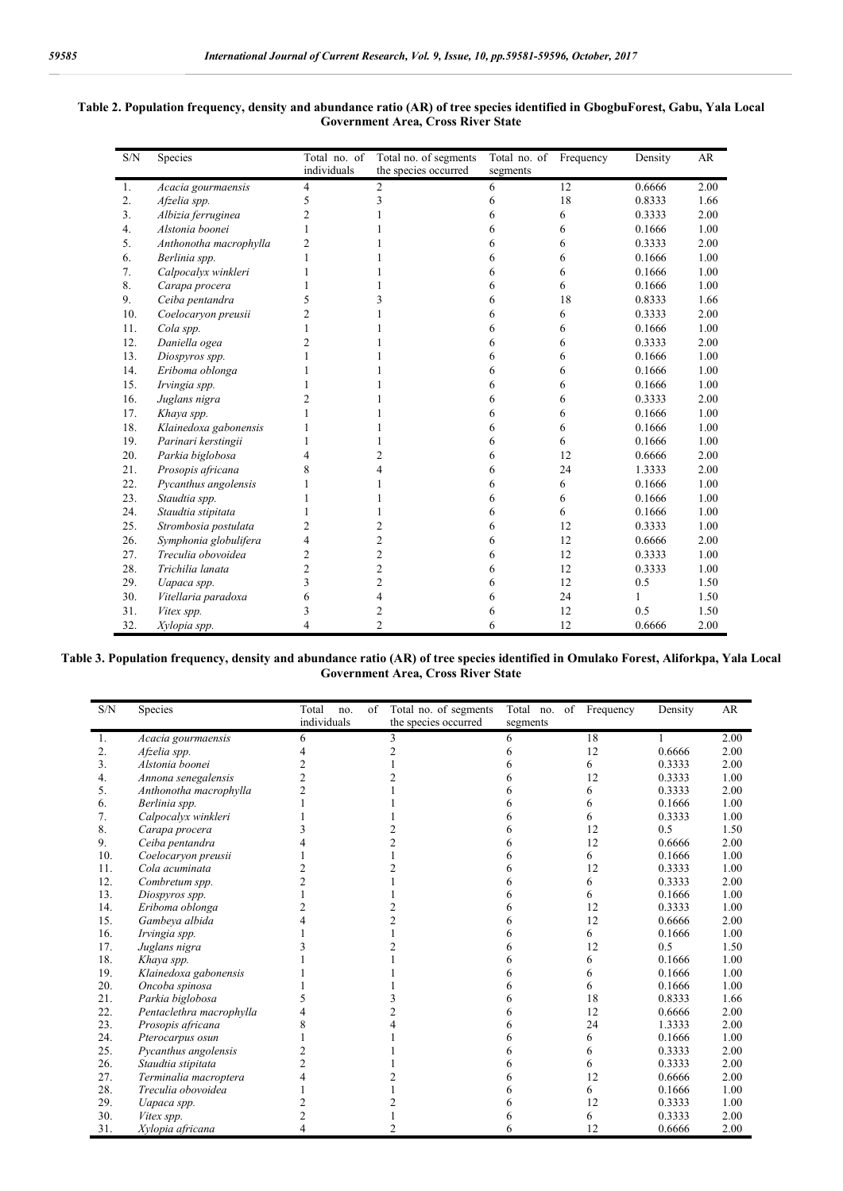**Table 2. Population frequency, density and abundance ratio (AR) of tree species identified in GbogbuForest, Gabu, Yala Local Government Area, Cross River State**

| S/N | Species | Total no. of individuals | Total no. of segments the species occurred | Total no. of segments | Frequency | Density | AR |
|---|---|---|---|---|---|---|---|
| 1. | *Acacia gourmaensis* | 4 | 2 | 6 | 12 | 0.6666 | 2.00 |
| 2. | *Afzelia spp.* | 5 | 3 | 6 | 18 | 0.8333 | 1.66 |
| 3. | *Albizia ferruginea* | 2 | 1 | 6 | 6 | 0.3333 | 2.00 |
| 4. | *Alstonia boonei* | 1 | 1 | 6 | 6 | 0.1666 | 1.00 |
| 5. | *Anthonotha macrophylla* | 2 | 1 | 6 | 6 | 0.3333 | 2.00 |
| 6. | *Berlinia spp.* | 1 | 1 | 6 | 6 | 0.1666 | 1.00 |
| 7. | *Calpocalyx winkleri* | 1 | 1 | 6 | 6 | 0.1666 | 1.00 |
| 8. | *Carapa procera* | 1 | 1 | 6 | 6 | 0.1666 | 1.00 |
| 9. | *Ceiba pentandra* | 5 | 3 | 6 | 18 | 0.8333 | 1.66 |
| 10. | *Coelocaryon preusii* | 2 | 1 | 6 | 6 | 0.3333 | 2.00 |
| 11. | *Cola spp.* | 1 | 1 | 6 | 6 | 0.1666 | 1.00 |
| 12. | *Daniella ogea* | 2 | 1 | 6 | 6 | 0.3333 | 2.00 |
| 13. | *Diospyros spp.* | 1 | 1 | 6 | 6 | 0.1666 | 1.00 |
| 14. | *Eriboma oblonga* | 1 | 1 | 6 | 6 | 0.1666 | 1.00 |
| 15. | *Irvingia spp.* | 1 | 1 | 6 | 6 | 0.1666 | 1.00 |
| 16. | *Juglans nigra* | 2 | 1 | 6 | 6 | 0.3333 | 2.00 |
| 17. | *Khaya spp.* | 1 | 1 | 6 | 6 | 0.1666 | 1.00 |
| 18. | *Klainedoxa gabonensis* | 1 | 1 | 6 | 6 | 0.1666 | 1.00 |
| 19. | *Parinari kerstingii* | 1 | 1 | 6 | 6 | 0.1666 | 1.00 |
| 20. | *Parkia biglobosa* | 4 | 2 | 6 | 12 | 0.6666 | 2.00 |
| 21. | *Prosopis africana* | 8 | 4 | 6 | 24 | 1.3333 | 2.00 |
| 22. | *Pycanthus angolensis* | 1 | 1 | 6 | 6 | 0.1666 | 1.00 |
| 23. | *Staudtia spp.* | 1 | 1 | 6 | 6 | 0.1666 | 1.00 |
| 24. | *Staudtia stipitata* | 1 | 1 | 6 | 6 | 0.1666 | 1.00 |
| 25. | *Strombosia postulata* | 2 | 2 | 6 | 12 | 0.3333 | 1.00 |
| 26. | *Symphonia globulifera* | 4 | 2 | 6 | 12 | 0.6666 | 2.00 |
| 27. | *Treculia obovoidea* | 2 | 2 | 6 | 12 | 0.3333 | 1.00 |
| 28. | *Trichilia lanata* | 2 | 2 | 6 | 12 | 0.3333 | 1.00 |
| 29. | *Uapaca spp.* | 3 | 2 | 6 | 12 | 0.5 | 1.50 |
| 30. | *Vitellaria paradoxa* | 6 | 4 | 6 | 24 | 1 | 1.50 |
| 31. | *Vitex spp.* | 3 | 2 | 6 | 12 | 0.5 | 1.50 |
| 32. | *Xylopia spp.* | 4 | 2 | 6 | 12 | 0.6666 | 2.00 |

**Table 3. Population frequency, density and abundance ratio (AR) of tree species identified in Omulako Forest, Aliforkpa, Yala Local Government Area, Cross River State**

| S/N | Species | Total no. of individuals | Total no. of segments the species occurred | Total no. of segments | Frequency | Density | AR |
|---|---|---|---|---|---|---|---|
| 1. | *Acacia gourmaensis* | 6 | 3 | 6 | 18 | 1 | 2.00 |
| 2. | *Afzelia spp.* | 4 | 2 | 6 | 12 | 0.6666 | 2.00 |
| 3. | *Alstonia boonei* | 2 | 1 | 6 | 6 | 0.3333 | 2.00 |
| 4. | *Annona senegalensis* | 2 | 2 | 6 | 12 | 0.3333 | 1.00 |
| 5. | *Anthonotha macrophylla* | 2 | 1 | 6 | 6 | 0.3333 | 2.00 |
| 6. | *Berlinia spp.* | 1 | 1 | 6 | 6 | 0.1666 | 1.00 |
| 7. | *Calpocalyx winkleri* | 1 | 1 | 6 | 6 | 0.3333 | 1.00 |
| 8. | *Carapa procera* | 3 | 2 | 6 | 12 | 0.5 | 1.50 |
| 9. | *Ceiba pentandra* | 4 | 2 | 6 | 12 | 0.6666 | 2.00 |
| 10. | *Coelocaryon preusii* | 1 | 1 | 6 | 6 | 0.1666 | 1.00 |
| 11. | *Cola acuminata* | 2 | 2 | 6 | 12 | 0.3333 | 1.00 |
| 12. | *Combretum spp.* | 2 | 1 | 6 | 6 | 0.3333 | 2.00 |
| 13. | *Diospyros spp.* | 1 | 1 | 6 | 6 | 0.1666 | 1.00 |
| 14. | *Eriboma oblonga* | 2 | 2 | 6 | 12 | 0.3333 | 1.00 |
| 15. | *Gambeya albida* | 4 | 2 | 6 | 12 | 0.6666 | 2.00 |
| 16. | *Irvingia spp.* | 1 | 1 | 6 | 6 | 0.1666 | 1.00 |
| 17. | *Juglans nigra* | 3 | 2 | 6 | 12 | 0.5 | 1.50 |
| 18. | *Khaya spp.* | 1 | 1 | 6 | 6 | 0.1666 | 1.00 |
| 19. | *Klainedoxa gabonensis* | 1 | 1 | 6 | 6 | 0.1666 | 1.00 |
| 20. | *Oncoba spinosa* | 1 | 1 | 6 | 6 | 0.1666 | 1.00 |
| 21. | *Parkia biglobosa* | 5 | 3 | 6 | 18 | 0.8333 | 1.66 |
| 22. | *Pentaclethra macrophylla* | 4 | 2 | 6 | 12 | 0.6666 | 2.00 |
| 23. | *Prosopis africana* | 8 | 4 | 6 | 24 | 1.3333 | 2.00 |
| 24. | *Pterocarpus osun* | 1 | 1 | 6 | 6 | 0.1666 | 1.00 |
| 25. | *Pycanthus angolensis* | 2 | 1 | 6 | 6 | 0.3333 | 2.00 |
| 26. | *Staudtia stipitata* | 2 | 1 | 6 | 6 | 0.3333 | 2.00 |
| 27. | *Terminalia macroptera* | 4 | 2 | 6 | 12 | 0.6666 | 2.00 |
| 28. | *Treculia obovoidea* | 1 | 1 | 6 | 6 | 0.1666 | 1.00 |
| 29. | *Uapaca spp.* | 2 | 2 | 6 | 12 | 0.3333 | 1.00 |
| 30. | *Vitex spp.* | 2 | 1 | 6 | 6 | 0.3333 | 2.00 |
| 31. | *Xylopia africana* | 4 | 2 | 6 | 12 | 0.6666 | 2.00 |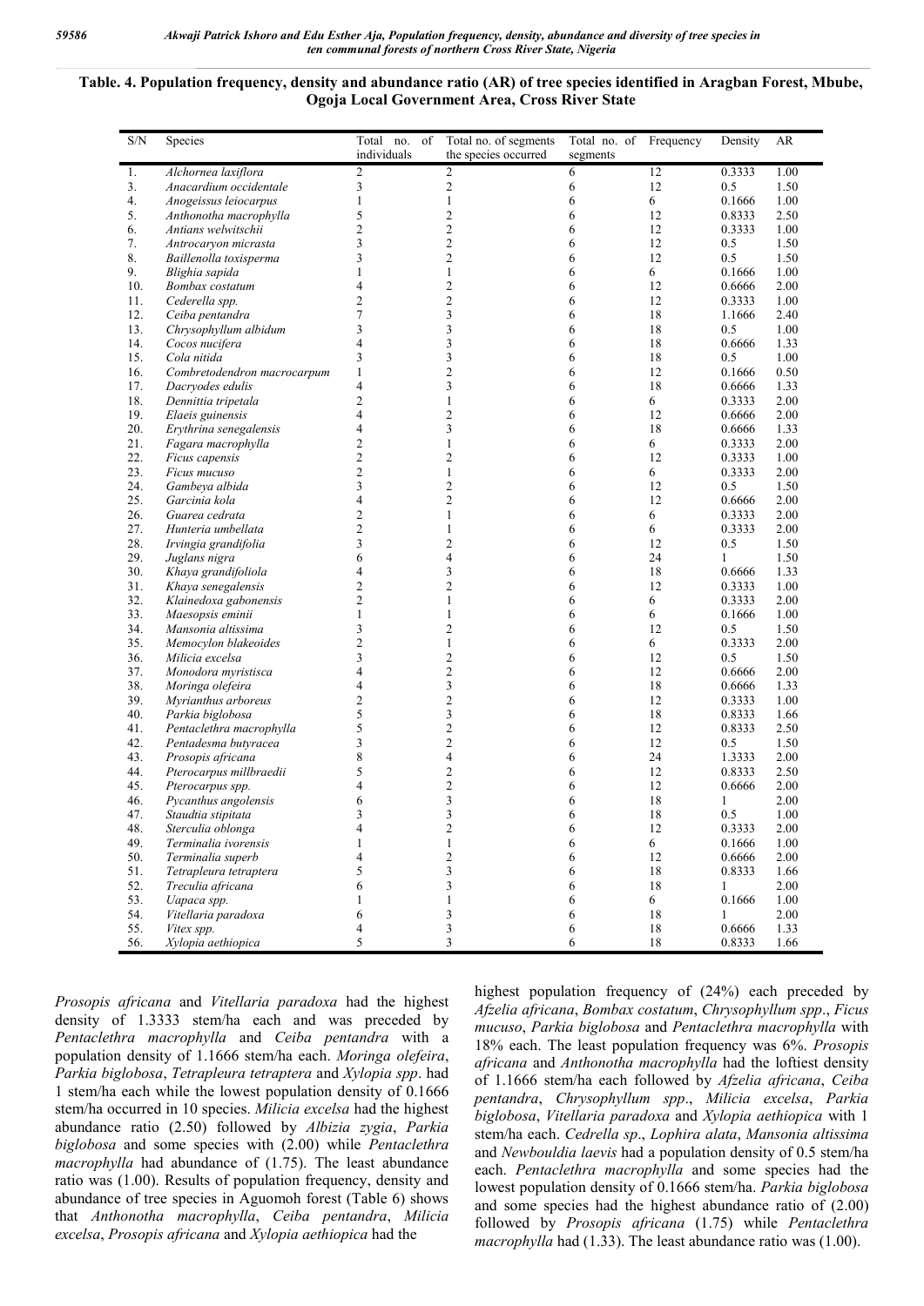**Table. 4. Population frequency, density and abundance ratio (AR) of tree species identified in Aragban Forest, Mbube, Ogoja Local Government Area, Cross River State**

| S/N | Species | Total no. of individuals | Total no. of segments the species occurred | Total no. of segments | Frequency | Density | AR |
|---|---|---|---|---|---|---|---|
| 1. | *Alchornea laxiflora* | 2 | 2 | 6 | 12 | 0.3333 | 1.00 |
| 3. | *Anacardium occidentale* | 3 | 2 | 6 | 12 | 0.5 | 1.50 |
| 4. | *Anogeissus leiocarpus* | 1 | 1 | 6 | 6 | 0.1666 | 1.00 |
| 5. | *Anthonotha macrophylla* | 5 | 2 | 6 | 12 | 0.8333 | 2.50 |
| 6. | *Antians welwitschii* | 2 | 2 | 6 | 12 | 0.3333 | 1.00 |
| 7. | *Antrocaryon micrasta* | 3 | 2 | 6 | 12 | 0.5 | 1.50 |
| 8. | *Baillenolla toxisperma* | 3 | 2 | 6 | 12 | 0.5 | 1.50 |
| 9. | *Blighia sapida* | 1 | 1 | 6 | 6 | 0.1666 | 1.00 |
| 10. | *Bombax costatum* | 4 | 2 | 6 | 12 | 0.6666 | 2.00 |
| 11. | *Cederella spp.* | 2 | 2 | 6 | 12 | 0.3333 | 1.00 |
| 12. | *Ceiba pentandra* | 7 | 3 | 6 | 18 | 1.1666 | 2.40 |
| 13. | *Chrysophyllum albidum* | 3 | 3 | 6 | 18 | 0.5 | 1.00 |
| 14. | *Cocos nucifera* | 4 | 3 | 6 | 18 | 0.6666 | 1.33 |
| 15. | *Cola nitida* | 3 | 3 | 6 | 18 | 0.5 | 1.00 |
| 16. | *Combretodendron macrocarpum* | 1 | 2 | 6 | 12 | 0.1666 | 0.50 |
| 17. | *Dacryodes edulis* | 4 | 3 | 6 | 18 | 0.6666 | 1.33 |
| 18. | *Dennittia tripetala* | 2 | 1 | 6 | 6 | 0.3333 | 2.00 |
| 19. | *Elaeis guinensis* | 4 | 2 | 6 | 12 | 0.6666 | 2.00 |
| 20. | *Erythrina senegalensis* | 4 | 3 | 6 | 18 | 0.6666 | 1.33 |
| 21. | *Fagara macrophylla* | 2 | 1 | 6 | 6 | 0.3333 | 2.00 |
| 22. | *Ficus capensis* | 2 | 2 | 6 | 12 | 0.3333 | 1.00 |
| 23. | *Ficus mucuso* | 2 | 1 | 6 | 6 | 0.3333 | 2.00 |
| 24. | *Gambeya albida* | 3 | 2 | 6 | 12 | 0.5 | 1.50 |
| 25. | *Garcinia kola* | 4 | 2 | 6 | 12 | 0.6666 | 2.00 |
| 26. | *Guarea cedrata* | 2 | 1 | 6 | 6 | 0.3333 | 2.00 |
| 27. | *Hunteria umbellata* | 2 | 1 | 6 | 6 | 0.3333 | 2.00 |
| 28. | *Irvingia grandifolia* | 3 | 2 | 6 | 12 | 0.5 | 1.50 |
| 29. | *Juglans nigra* | 6 | 4 | 6 | 24 | 1 | 1.50 |
| 30. | *Khaya grandifoliola* | 4 | 3 | 6 | 18 | 0.6666 | 1.33 |
| 31. | *Khaya senegalensis* | 2 | 2 | 6 | 12 | 0.3333 | 1.00 |
| 32. | *Klainedoxa gabonensis* | 2 | 1 | 6 | 6 | 0.3333 | 2.00 |
| 33. | *Maesopsis eminii* | 1 | 1 | 6 | 6 | 0.1666 | 1.00 |
| 34. | *Mansonia altissima* | 3 | 2 | 6 | 12 | 0.5 | 1.50 |
| 35. | *Memocylon blakeoides* | 2 | 1 | 6 | 6 | 0.3333 | 2.00 |
| 36. | *Milicia excelsa* | 3 | 2 | 6 | 12 | 0.5 | 1.50 |
| 37. | *Monodora myristisca* | 4 | 2 | 6 | 12 | 0.6666 | 2.00 |
| 38. | *Moringa olefeira* | 4 | 3 | 6 | 18 | 0.6666 | 1.33 |
| 39. | *Myrianthus arboreus* | 2 | 2 | 6 | 12 | 0.3333 | 1.00 |
| 40. | *Parkia biglobosa* | 5 | 3 | 6 | 18 | 0.8333 | 1.66 |
| 41. | *Pentaclethra macrophylla* | 5 | 2 | 6 | 12 | 0.8333 | 2.50 |
| 42. | *Pentadesma butyracea* | 3 | 2 | 6 | 12 | 0.5 | 1.50 |
| 43. | *Prosopis africana* | 8 | 4 | 6 | 24 | 1.3333 | 2.00 |
| 44. | *Pterocarpus millbraedii* | 5 | 2 | 6 | 12 | 0.8333 | 2.50 |
| 45. | *Pterocarpus spp.* | 4 | 2 | 6 | 12 | 0.6666 | 2.00 |
| 46. | *Pycanthus angolensis* | 6 | 3 | 6 | 18 | 1 | 2.00 |
| 47. | *Staudtia stipitata* | 3 | 3 | 6 | 18 | 0.5 | 1.00 |
| 48. | *Sterculia oblonga* | 4 | 2 | 6 | 12 | 0.3333 | 2.00 |
| 49. | *Terminalia ivorensis* | 1 | 1 | 6 | 6 | 0.1666 | 1.00 |
| 50. | *Terminalia superb* | 4 | 2 | 6 | 12 | 0.6666 | 2.00 |
| 51. | *Tetrapleura tetraptera* | 5 | 3 | 6 | 18 | 0.8333 | 1.66 |
| 52. | *Treculia africana* | 6 | 3 | 6 | 18 | 1 | 2.00 |
| 53. | *Uapaca spp.* | 1 | 1 | 6 | 6 | 0.1666 | 1.00 |
| 54. | *Vitellaria paradoxa* | 6 | 3 | 6 | 18 | 1 | 2.00 |
| 55. | *Vitex spp.* | 4 | 3 | 6 | 18 | 0.6666 | 1.33 |
| 56. | *Xylopia aethiopica* | 5 | 3 | 6 | 18 | 0.8333 | 1.66 |

*Prosopis africana* and *Vitellaria paradoxa* had the highest density of 1.3333 stem/ha each and was preceded by *Pentaclethra macrophylla* and *Ceiba pentandra* with a population density of 1.1666 stem/ha each. *Moringa olefeira*, *Parkia biglobosa*, *Tetrapleura tetraptera* and *Xylopia spp*. had 1 stem/ha each while the lowest population density of 0.1666 stem/ha occurred in 10 species. *Milicia excelsa* had the highest abundance ratio (2.50) followed by *Albizia zygia*, *Parkia biglobosa* and some species with (2.00) while *Pentaclethra macrophylla* had abundance of (1.75). The least abundance ratio was (1.00). Results of population frequency, density and abundance of tree species in Aguomoh forest (Table 6) shows that *Anthonotha macrophylla*, *Ceiba pentandra*, *Milicia excelsa*, *Prosopis africana* and *Xylopia aethiopica* had the highest population frequency of (24%) each preceded by *Afzelia africana*, *Bombax costatum*, *Chrysophyllum spp*., *Ficus mucuso*, *Parkia biglobosa* and *Pentaclethra macrophylla* with 18% each. The least population frequency was 6%. *Prosopis africana* and *Anthonotha macrophylla* had the loftiest density of 1.1666 stem/ha each followed by *Afzelia africana*, *Ceiba pentandra*, *Chrysophyllum spp*., *Milicia excelsa*, *Parkia biglobosa*, *Vitellaria paradoxa* and *Xylopia aethiopica* with 1 stem/ha each. *Cedrella sp*., *Lophira alata*, *Mansonia altissima* and *Newbouldia laevis* had a population density of 0.5 stem/ha each. *Pentaclethra macrophylla* and some species had the lowest population density of 0.1666 stem/ha. *Parkia biglobosa* and some species had the highest abundance ratio of (2.00) followed by *Prosopis africana* (1.75) while *Pentaclethra macrophylla* had (1.33). The least abundance ratio was (1.00).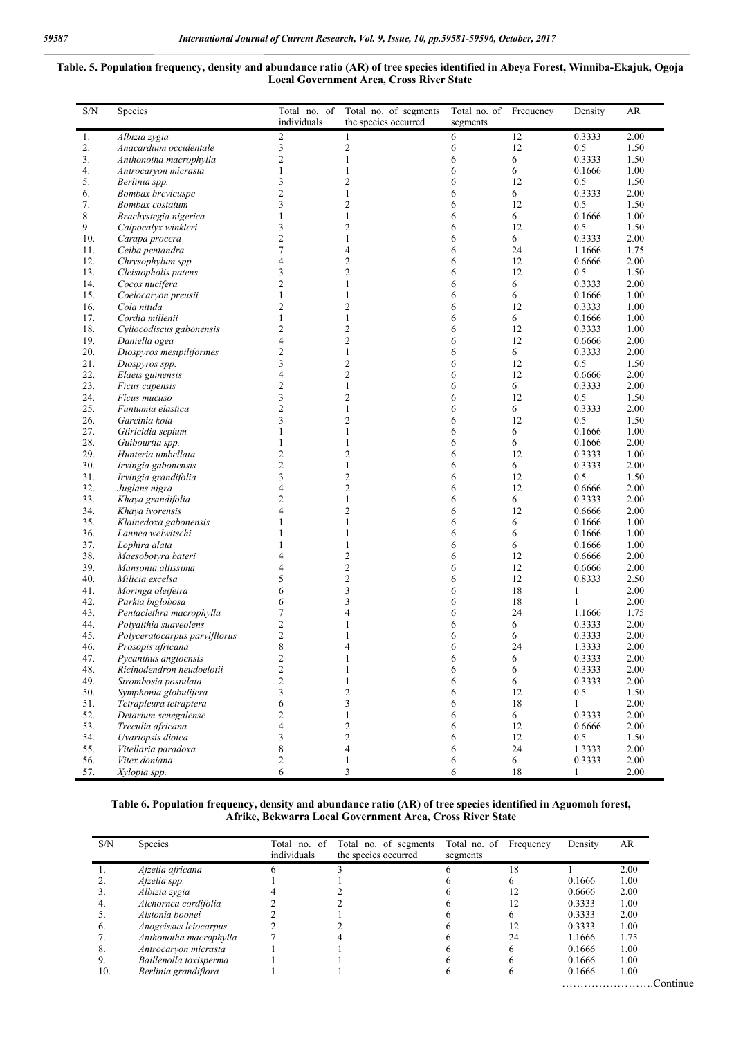**Table. 5. Population frequency, density and abundance ratio (AR) of tree species identified in Abeya Forest, Winniba-Ekajuk, Ogoja Local Government Area, Cross River State**

| S/N | Species | Total no. of individuals | Total no. of segments the species occurred | Total no. of segments | Frequency | Density | AR |
|---|---|---|---|---|---|---|---|
| 1. | *Albizia zygia* | 2 | 1 | 6 | 12 | 0.3333 | 2.00 |
| 2. | *Anacardium occidentale* | 3 | 2 | 6 | 12 | 0.5 | 1.50 |
| 3. | *Anthonotha macrophylla* | 2 | 1 | 6 | 6 | 0.3333 | 1.50 |
| 4. | *Antrocaryon micrasta* | 1 | 1 | 6 | 6 | 0.1666 | 1.00 |
| 5. | *Berlinia spp.* | 3 | 2 | 6 | 12 | 0.5 | 1.50 |
| 6. | *Bombax brevicuspe* | 2 | 1 | 6 | 6 | 0.3333 | 2.00 |
| 7. | *Bombax costatum* | 3 | 2 | 6 | 12 | 0.5 | 1.50 |
| 8. | *Brachystegia nigerica* | 1 | 1 | 6 | 6 | 0.1666 | 1.00 |
| 9. | *Calpocalyx winkleri* | 3 | 2 | 6 | 12 | 0.5 | 1.50 |
| 10. | *Carapa procera* | 2 | 1 | 6 | 6 | 0.3333 | 2.00 |
| 11. | *Ceiba pentandra* | 7 | 4 | 6 | 24 | 1.1666 | 1.75 |
| 12. | *Chrysophylum spp.* | 4 | 2 | 6 | 12 | 0.6666 | 2.00 |
| 13. | *Cleistopholis patens* | 3 | 2 | 6 | 12 | 0.5 | 1.50 |
| 14. | *Cocos nucifera* | 2 | 1 | 6 | 6 | 0.3333 | 2.00 |
| 15. | *Coelocaryon preusii* | 1 | 1 | 6 | 6 | 0.1666 | 1.00 |
| 16. | *Cola nitida* | 2 | 2 | 6 | 12 | 0.3333 | 1.00 |
| 17. | *Cordia millenii* | 1 | 1 | 6 | 6 | 0.1666 | 1.00 |
| 18. | *Cyliocodiscus gabonensis* | 2 | 2 | 6 | 12 | 0.3333 | 1.00 |
| 19. | *Daniella ogea* | 4 | 2 | 6 | 12 | 0.6666 | 2.00 |
| 20. | *Diospyros mesipiliformes* | 2 | 1 | 6 | 6 | 0.3333 | 2.00 |
| 21. | *Diospyros spp.* | 3 | 2 | 6 | 12 | 0.5 | 1.50 |
| 22. | *Elaeis guinensis* | 4 | 2 | 6 | 12 | 0.6666 | 2.00 |
| 23. | *Ficus capensis* | 2 | 1 | 6 | 6 | 0.3333 | 2.00 |
| 24. | *Ficus mucuso* | 3 | 2 | 6 | 12 | 0.5 | 1.50 |
| 25. | *Funtumia elastica* | 2 | 1 | 6 | 6 | 0.3333 | 2.00 |
| 26. | *Garcinia kola* | 3 | 2 | 6 | 12 | 0.5 | 1.50 |
| 27. | *Gliricidia sepium* | 1 | 1 | 6 | 6 | 0.1666 | 1.00 |
| 28. | *Guibourtia spp.* | 1 | 1 | 6 | 6 | 0.1666 | 2.00 |
| 29. | *Hunteria umbellata* | 2 | 2 | 6 | 12 | 0.3333 | 1.00 |
| 30. | *Irvingia gabonensis* | 2 | 1 | 6 | 6 | 0.3333 | 2.00 |
| 31. | *Irvingia grandifolia* | 3 | 2 | 6 | 12 | 0.5 | 1.50 |
| 32. | *Juglans nigra* | 4 | 2 | 6 | 12 | 0.6666 | 2.00 |
| 33. | *Khaya grandifolia* | 2 | 1 | 6 | 6 | 0.3333 | 2.00 |
| 34. | *Khaya ivorensis* | 4 | 2 | 6 | 12 | 0.6666 | 2.00 |
| 35. | *Klainedoxa gabonensis* | 1 | 1 | 6 | 6 | 0.1666 | 1.00 |
| 36. | *Lannea welwitschi* | 1 | 1 | 6 | 6 | 0.1666 | 1.00 |
| 37. | *Lophira alata* | 1 | 1 | 6 | 6 | 0.1666 | 1.00 |
| 38. | *Maesobotyra bateri* | 4 | 2 | 6 | 12 | 0.6666 | 2.00 |
| 39. | *Mansonia altissima* | 4 | 2 | 6 | 12 | 0.6666 | 2.00 |
| 40. | *Milicia excelsa* | 5 | 2 | 6 | 12 | 0.8333 | 2.50 |
| 41. | *Moringa oleifeira* | 6 | 3 | 6 | 18 | 1 | 2.00 |
| 42. | *Parkia biglobosa* | 6 | 3 | 6 | 18 | 1 | 2.00 |
| 43. | *Pentaclethra macrophylla* | 7 | 4 | 6 | 24 | 1.1666 | 1.75 |
| 44. | *Polyalthia suaveolens* | 2 | 1 | 6 | 6 | 0.3333 | 2.00 |
| 45. | *Polyceratocarpus parvifllorus* | 2 | 1 | 6 | 6 | 0.3333 | 2.00 |
| 46. | *Prosopis africana* | 8 | 4 | 6 | 24 | 1.3333 | 2.00 |
| 47. | *Pycanthus angloensis* | 2 | 1 | 6 | 6 | 0.3333 | 2.00 |
| 48. | *Ricinodendron heudoelotii* | 2 | 1 | 6 | 6 | 0.3333 | 2.00 |
| 49. | *Strombosia postulata* | 2 | 1 | 6 | 6 | 0.3333 | 2.00 |
| 50. | *Symphonia globulifera* | 3 | 2 | 6 | 12 | 0.5 | 1.50 |
| 51. | *Tetrapleura tetraptera* | 6 | 3 | 6 | 18 | 1 | 2.00 |
| 52. | *Detarium senegalense* | 2 | 1 | 6 | 6 | 0.3333 | 2.00 |
| 53. | *Treculia africana* | 4 | 2 | 6 | 12 | 0.6666 | 2.00 |
| 54. | *Uvariopsis dioica* | 3 | 2 | 6 | 12 | 0.5 | 1.50 |
| 55. | *Vitellaria paradoxa* | 8 | 4 | 6 | 24 | 1.3333 | 2.00 |
| 56. | *Vitex doniana* | 2 | 1 | 6 | 6 | 0.3333 | 2.00 |
| 57. | *Xylopia spp.* | 6 | 3 | 6 | 18 | 1 | 2.00 |

**Table 6. Population frequency, density and abundance ratio (AR) of tree species identified in Aguomoh forest, Afrike, Bekwarra Local Government Area, Cross River State**

| S/N | Species | Total no. of individuals | Total no. of segments the species occurred | Total no. of segments | Frequency | Density | AR |
|---|---|---|---|---|---|---|---|
| 1. | *Afzelia africana* | 6 | 3 | 6 | 18 | 1 | 2.00 |
| 2. | *Afzelia spp.* | 1 | 1 | 6 | 6 | 0.1666 | 1.00 |
| 3. | *Albizia zygia* | 4 | 2 | 6 | 12 | 0.6666 | 2.00 |
| 4. | *Alchornea cordifolia* | 2 | 2 | 6 | 12 | 0.3333 | 1.00 |
| 5. | *Alstonia boonei* | 2 | 1 | 6 | 6 | 0.3333 | 2.00 |
| 6. | *Anogeissus leiocarpus* | 2 | 2 | 6 | 12 | 0.3333 | 1.00 |
| 7. | *Anthonotha macrophylla* | 7 | 4 | 6 | 24 | 1.1666 | 1.75 |
| 8. | *Antrocaryon micrasta* | 1 | 1 | 6 | 6 | 0.1666 | 1.00 |
| 9. | *Baillenolla toxisperma* | 1 | 1 | 6 | 6 | 0.1666 | 1.00 |
| 10. | *Berlinia grandiflora* | 1 | 1 | 6 | 6 | 0.1666 | 1.00 |

…………………….Continue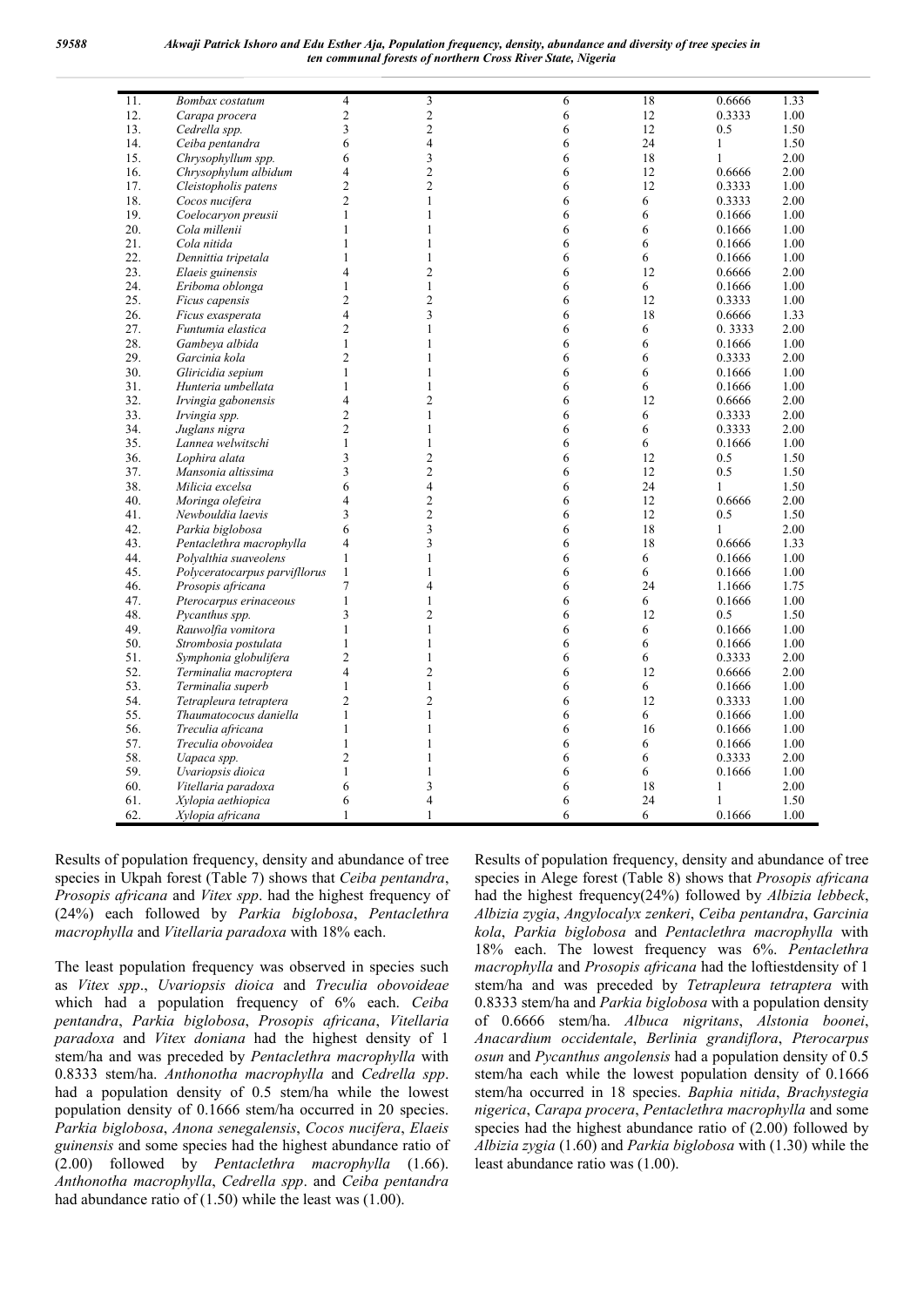| | | | | | | | |
|---|---|---|---|---|---|---|---|
| 11. | *Bombax costatum* | 4 | 3 | 6 | 18 | 0.6666 | 1.33 |
| 12. | *Carapa procera* | 2 | 2 | 6 | 12 | 0.3333 | 1.00 |
| 13. | *Cedrella spp.* | 3 | 2 | 6 | 12 | 0.5 | 1.50 |
| 14. | *Ceiba pentandra* | 6 | 4 | 6 | 24 | 1 | 1.50 |
| 15. | *Chrysophyllum spp.* | 6 | 3 | 6 | 18 | 1 | 2.00 |
| 16. | *Chrysophylum albidum* | 4 | 2 | 6 | 12 | 0.6666 | 2.00 |
| 17. | *Cleistopholis patens* | 2 | 2 | 6 | 12 | 0.3333 | 1.00 |
| 18. | *Cocos nucifera* | 2 | 1 | 6 | 6 | 0.3333 | 2.00 |
| 19. | *Coelocaryon preusii* | 1 | 1 | 6 | 6 | 0.1666 | 1.00 |
| 20. | *Cola millenii* | 1 | 1 | 6 | 6 | 0.1666 | 1.00 |
| 21. | *Cola nitida* | 1 | 1 | 6 | 6 | 0.1666 | 1.00 |
| 22. | *Dennittia tripetala* | 1 | 1 | 6 | 6 | 0.1666 | 1.00 |
| 23. | *Elaeis guinensis* | 4 | 2 | 6 | 12 | 0.6666 | 2.00 |
| 24. | *Eriboma oblonga* | 1 | 1 | 6 | 6 | 0.1666 | 1.00 |
| 25. | *Ficus capensis* | 2 | 2 | 6 | 12 | 0.3333 | 1.00 |
| 26. | *Ficus exasperata* | 4 | 3 | 6 | 18 | 0.6666 | 1.33 |
| 27. | *Funtumia elastica* | 2 | 1 | 6 | 6 | 0. 3333 | 2.00 |
| 28. | *Gambeya albida* | 1 | 1 | 6 | 6 | 0.1666 | 1.00 |
| 29. | *Garcinia kola* | 2 | 1 | 6 | 6 | 0.3333 | 2.00 |
| 30. | *Gliricidia sepium* | 1 | 1 | 6 | 6 | 0.1666 | 1.00 |
| 31. | *Hunteria umbellata* | 1 | 1 | 6 | 6 | 0.1666 | 1.00 |
| 32. | *Irvingia gabonensis* | 4 | 2 | 6 | 12 | 0.6666 | 2.00 |
| 33. | *Irvingia spp.* | 2 | 1 | 6 | 6 | 0.3333 | 2.00 |
| 34. | *Juglans nigra* | 2 | 1 | 6 | 6 | 0.3333 | 2.00 |
| 35. | *Lannea welwitschi* | 1 | 1 | 6 | 6 | 0.1666 | 1.00 |
| 36. | *Lophira alata* | 3 | 2 | 6 | 12 | 0.5 | 1.50 |
| 37. | *Mansonia altissima* | 3 | 2 | 6 | 12 | 0.5 | 1.50 |
| 38. | *Milicia excelsa* | 6 | 4 | 6 | 24 | 1 | 1.50 |
| 40. | *Moringa olefeira* | 4 | 2 | 6 | 12 | 0.6666 | 2.00 |
| 41. | *Newbouldia laevis* | 3 | 2 | 6 | 12 | 0.5 | 1.50 |
| 42. | *Parkia biglobosa* | 6 | 3 | 6 | 18 | 1 | 2.00 |
| 43. | *Pentaclethra macrophylla* | 4 | 3 | 6 | 18 | 0.6666 | 1.33 |
| 44. | *Polyalthia suaveolens* | 1 | 1 | 6 | 6 | 0.1666 | 1.00 |
| 45. | *Polyceratocarpus parvifllorus* | 1 | 1 | 6 | 6 | 0.1666 | 1.00 |
| 46. | *Prosopis africana* | 7 | 4 | 6 | 24 | 1.1666 | 1.75 |
| 47. | *Pterocarpus erinaceous* | 1 | 1 | 6 | 6 | 0.1666 | 1.00 |
| 48. | *Pycanthus spp.* | 3 | 2 | 6 | 12 | 0.5 | 1.50 |
| 49. | *Rauwolfia vomitora* | 1 | 1 | 6 | 6 | 0.1666 | 1.00 |
| 50. | *Strombosia postulata* | 1 | 1 | 6 | 6 | 0.1666 | 1.00 |
| 51. | *Symphonia globulifera* | 2 | 1 | 6 | 6 | 0.3333 | 2.00 |
| 52. | *Terminalia macroptera* | 4 | 2 | 6 | 12 | 0.6666 | 2.00 |
| 53. | *Terminalia superb* | 1 | 1 | 6 | 6 | 0.1666 | 1.00 |
| 54. | *Tetrapleura tetraptera* | 2 | 2 | 6 | 12 | 0.3333 | 1.00 |
| 55. | *Thaumatococus daniella* | 1 | 1 | 6 | 6 | 0.1666 | 1.00 |
| 56. | *Treculia africana* | 1 | 1 | 6 | 16 | 0.1666 | 1.00 |
| 57. | *Treculia obovoidea* | 1 | 1 | 6 | 6 | 0.1666 | 1.00 |
| 58. | *Uapaca spp.* | 2 | 1 | 6 | 6 | 0.3333 | 2.00 |
| 59. | *Uvariopsis dioica* | 1 | 1 | 6 | 6 | 0.1666 | 1.00 |
| 60. | *Vitellaria paradoxa* | 6 | 3 | 6 | 18 | 1 | 2.00 |
| 61. | *Xylopia aethiopica* | 6 | 4 | 6 | 24 | 1 | 1.50 |
| 62. | *Xylopia africana* | 1 | 1 | 6 | 6 | 0.1666 | 1.00 |

Results of population frequency, density and abundance of tree species in Ukpah forest (Table 7) shows that *Ceiba pentandra*, *Prosopis africana* and *Vitex spp*. had the highest frequency of (24%) each followed by *Parkia biglobosa*, *Pentaclethra macrophylla* and *Vitellaria paradoxa* with 18% each.

The least population frequency was observed in species such as *Vitex spp*., *Uvariopsis dioica* and *Treculia obovoideae* which had a population frequency of 6% each. *Ceiba pentandra*, *Parkia biglobosa*, *Prosopis africana*, *Vitellaria paradoxa* and *Vitex doniana* had the highest density of 1 stem/ha and was preceded by *Pentaclethra macrophylla* with 0.8333 stem/ha. *Anthonotha macrophylla* and *Cedrella spp*. had a population density of 0.5 stem/ha while the lowest population density of 0.1666 stem/ha occurred in 20 species. *Parkia biglobosa*, *Anona senegalensis*, *Cocos nucifera*, *Elaeis guinensis* and some species had the highest abundance ratio of (2.00) followed by *Pentaclethra macrophylla* (1.66). *Anthonotha macrophylla*, *Cedrella spp*. and *Ceiba pentandra* had abundance ratio of (1.50) while the least was (1.00).

Results of population frequency, density and abundance of tree species in Alege forest (Table 8) shows that *Prosopis africana* had the highest frequency(24%) followed by *Albizia lebbeck*, *Albizia zygia*, *Angylocalyx zenkeri*, *Ceiba pentandra*, *Garcinia kola*, *Parkia biglobosa* and *Pentaclethra macrophylla* with 18% each. The lowest frequency was 6%. *Pentaclethra macrophylla* and *Prosopis africana* had the loftiestdensity of 1 stem/ha and was preceded by *Tetrapleura tetraptera* with 0.8333 stem/ha and *Parkia biglobosa* with a population density of 0.6666 stem/ha. *Albuca nigritans*, *Alstonia boonei*, *Anacardium occidentale*, *Berlinia grandiflora*, *Pterocarpus osun* and *Pycanthus angolensis* had a population density of 0.5 stem/ha each while the lowest population density of 0.1666 stem/ha occurred in 18 species. *Baphia nitida*, *Brachystegia nigerica*, *Carapa procera*, *Pentaclethra macrophylla* and some species had the highest abundance ratio of (2.00) followed by *Albizia zygia* (1.60) and *Parkia biglobosa* with (1.30) while the least abundance ratio was (1.00).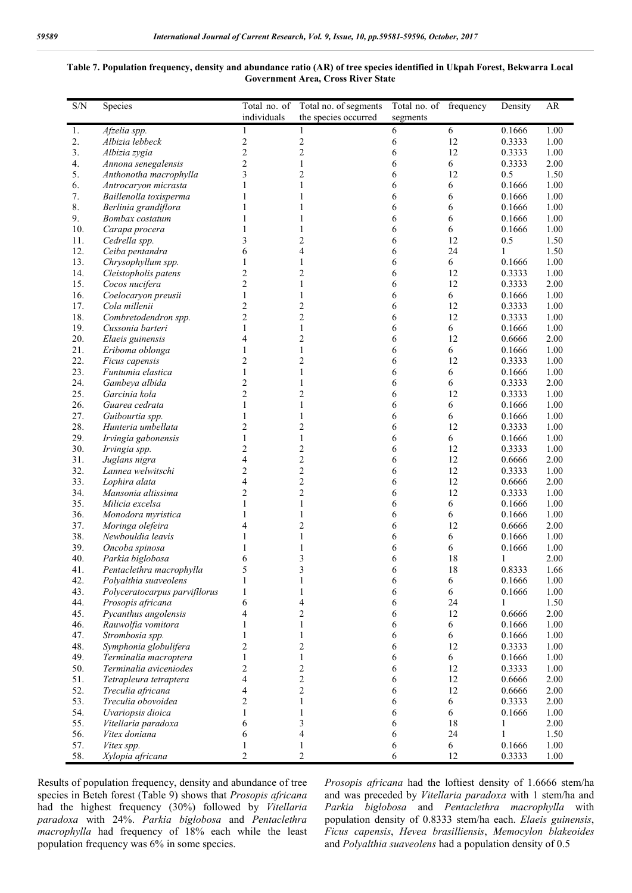**Table 7. Population frequency, density and abundance ratio (AR) of tree species identified in Ukpah Forest, Bekwarra Local Government Area, Cross River State**

| S/N | Species | Total no. of individuals | Total no. of segments the species occurred | Total no. of segments | frequency | Density | AR |
|---|---|---|---|---|---|---|---|
| 1. | *Afzelia spp.* | 1 | 1 | 6 | 6 | 0.1666 | 1.00 |
| 2. | *Albizia lebbeck* | 2 | 2 | 6 | 12 | 0.3333 | 1.00 |
| 3. | *Albizia zygia* | 2 | 2 | 6 | 12 | 0.3333 | 1.00 |
| 4. | *Annona senegalensis* | 2 | 1 | 6 | 6 | 0.3333 | 2.00 |
| 5. | *Anthonotha macrophylla* | 3 | 2 | 6 | 12 | 0.5 | 1.50 |
| 6. | *Antrocaryon micrasta* | 1 | 1 | 6 | 6 | 0.1666 | 1.00 |
| 7. | *Baillenolla toxisperma* | 1 | 1 | 6 | 6 | 0.1666 | 1.00 |
| 8. | *Berlinia grandiflora* | 1 | 1 | 6 | 6 | 0.1666 | 1.00 |
| 9. | *Bombax costatum* | 1 | 1 | 6 | 6 | 0.1666 | 1.00 |
| 10. | *Carapa procera* | 1 | 1 | 6 | 6 | 0.1666 | 1.00 |
| 11. | *Cedrella spp.* | 3 | 2 | 6 | 12 | 0.5 | 1.50 |
| 12. | *Ceiba pentandra* | 6 | 4 | 6 | 24 | 1 | 1.50 |
| 13. | *Chrysophyllum spp.* | 1 | 1 | 6 | 6 | 0.1666 | 1.00 |
| 14. | *Cleistopholis patens* | 2 | 2 | 6 | 12 | 0.3333 | 1.00 |
| 15. | *Cocos nucifera* | 2 | 1 | 6 | 12 | 0.3333 | 2.00 |
| 16. | *Coelocaryon preusii* | 1 | 1 | 6 | 6 | 0.1666 | 1.00 |
| 17. | *Cola millenii* | 2 | 2 | 6 | 12 | 0.3333 | 1.00 |
| 18. | *Combretodendron spp.* | 2 | 2 | 6 | 12 | 0.3333 | 1.00 |
| 19. | *Cussonia barteri* | 1 | 1 | 6 | 6 | 0.1666 | 1.00 |
| 20. | *Elaeis guinensis* | 4 | 2 | 6 | 12 | 0.6666 | 2.00 |
| 21. | *Eriboma oblonga* | 1 | 1 | 6 | 6 | 0.1666 | 1.00 |
| 22. | *Ficus capensis* | 2 | 2 | 6 | 12 | 0.3333 | 1.00 |
| 23. | *Funtumia elastica* | 1 | 1 | 6 | 6 | 0.1666 | 1.00 |
| 24. | *Gambeya albida* | 2 | 1 | 6 | 6 | 0.3333 | 2.00 |
| 25. | *Garcinia kola* | 2 | 2 | 6 | 12 | 0.3333 | 1.00 |
| 26. | *Guarea cedrata* | 1 | 1 | 6 | 6 | 0.1666 | 1.00 |
| 27. | *Guibourtia spp.* | 1 | 1 | 6 | 6 | 0.1666 | 1.00 |
| 28. | *Hunteria umbellata* | 2 | 2 | 6 | 12 | 0.3333 | 1.00 |
| 29. | *Irvingia gabonensis* | 1 | 1 | 6 | 6 | 0.1666 | 1.00 |
| 30. | *Irvingia spp.* | 2 | 2 | 6 | 12 | 0.3333 | 1.00 |
| 31. | *Juglans nigra* | 4 | 2 | 6 | 12 | 0.6666 | 2.00 |
| 32. | *Lannea welwitschi* | 2 | 2 | 6 | 12 | 0.3333 | 1.00 |
| 33. | *Lophira alata* | 4 | 2 | 6 | 12 | 0.6666 | 2.00 |
| 34. | *Mansonia altissima* | 2 | 2 | 6 | 12 | 0.3333 | 1.00 |
| 35. | *Milicia excelsa* | 1 | 1 | 6 | 6 | 0.1666 | 1.00 |
| 36. | *Monodora myristica* | 1 | 1 | 6 | 6 | 0.1666 | 1.00 |
| 37. | *Moringa olefeira* | 4 | 2 | 6 | 12 | 0.6666 | 2.00 |
| 38. | *Newbouldia leavis* | 1 | 1 | 6 | 6 | 0.1666 | 1.00 |
| 39. | *Oncoba spinosa* | 1 | 1 | 6 | 6 | 0.1666 | 1.00 |
| 40. | *Parkia biglobosa* | 6 | 3 | 6 | 18 | 1 | 2.00 |
| 41. | *Pentaclethra macrophylla* | 5 | 3 | 6 | 18 | 0.8333 | 1.66 |
| 42. | *Polyalthia suaveolens* | 1 | 1 | 6 | 6 | 0.1666 | 1.00 |
| 43. | *Polyceratocarpus parvifllorus* | 1 | 1 | 6 | 6 | 0.1666 | 1.00 |
| 44. | *Prosopis africana* | 6 | 4 | 6 | 24 | 1 | 1.50 |
| 45. | *Pycanthus angolensis* | 4 | 2 | 6 | 12 | 0.6666 | 2.00 |
| 46. | *Rauwolfia vomitora* | 1 | 1 | 6 | 6 | 0.1666 | 1.00 |
| 47. | *Strombosia spp.* | 1 | 1 | 6 | 6 | 0.1666 | 1.00 |
| 48. | *Symphonia globulifera* | 2 | 2 | 6 | 12 | 0.3333 | 1.00 |
| 49. | *Terminalia macroptera* | 1 | 1 | 6 | 6 | 0.1666 | 1.00 |
| 50. | *Terminalia aviceniodes* | 2 | 2 | 6 | 12 | 0.3333 | 1.00 |
| 51. | *Tetrapleura tetraptera* | 4 | 2 | 6 | 12 | 0.6666 | 2.00 |
| 52. | *Treculia africana* | 4 | 2 | 6 | 12 | 0.6666 | 2.00 |
| 53. | *Treculia obovoidea* | 2 | 1 | 6 | 6 | 0.3333 | 2.00 |
| 54. | *Uvariopsis dioica* | 1 | 1 | 6 | 6 | 0.1666 | 1.00 |
| 55. | *Vitellaria paradoxa* | 6 | 3 | 6 | 18 | 1 | 2.00 |
| 56. | *Vitex doniana* | 6 | 4 | 6 | 24 | 1 | 1.50 |
| 57. | *Vitex spp.* | 1 | 1 | 6 | 6 | 0.1666 | 1.00 |
| 58. | *Xylopia africana* | 2 | 2 | 6 | 12 | 0.3333 | 1.00 |

Results of population frequency, density and abundance of tree species in Beteh forest (Table 9) shows that *Prosopis africana* had the highest frequency (30%) followed by *Vitellaria paradoxa* with 24%. *Parkia biglobosa* and *Pentaclethra macrophylla* had frequency of 18% each while the least population frequency was 6% in some species.

*Prosopis africana* had the loftiest density of 1.6666 stem/ha and was preceded by *Vitellaria paradoxa* with 1 stem/ha and *Parkia biglobosa* and *Pentaclethra macrophylla* with population density of 0.8333 stem/ha each. *Elaeis guinensis*, *Ficus capensis*, *Hevea brasilliensis*, *Memocylon blakeoides* and *Polyalthia suaveolens* had a population density of 0.5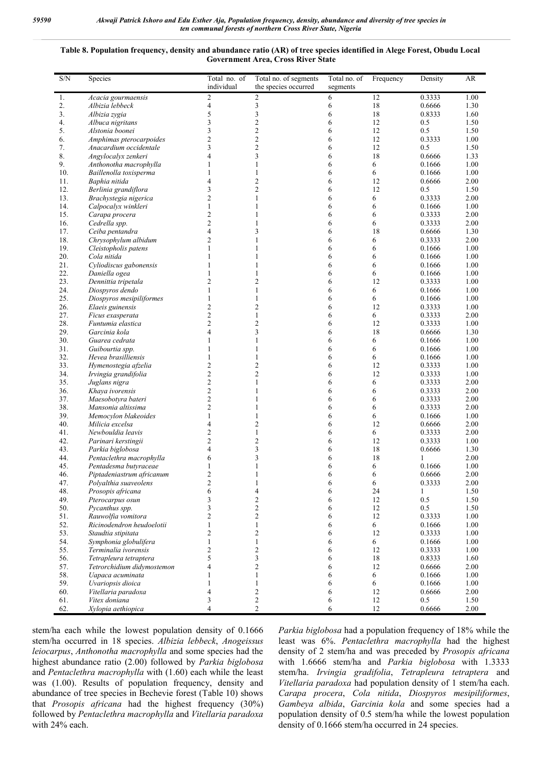**Table 8. Population frequency, density and abundance ratio (AR) of tree species identified in Alege Forest, Obudu Local Government Area, Cross River State**

| S/N | Species | Total no. of individual | Total no. of segments the species occurred | Total no. of segments | Frequency | Density | AR |
|---|---|---|---|---|---|---|---|
| 1. | *Acacia gourmaensis* | 2 | 2 | 6 | 12 | 0.3333 | 1.00 |
| 2. | *Albizia lebbeck* | 4 | 3 | 6 | 18 | 0.6666 | 1.30 |
| 3. | *Albizia zygia* | 5 | 3 | 6 | 18 | 0.8333 | 1.60 |
| 4. | *Albuca nigritans* | 3 | 2 | 6 | 12 | 0.5 | 1.50 |
| 5. | *Alstonia boonei* | 3 | 2 | 6 | 12 | 0.5 | 1.50 |
| 6. | *Amphimas pterocarpoides* | 2 | 2 | 6 | 12 | 0.3333 | 1.00 |
| 7. | *Anacardium occidentale* | 3 | 2 | 6 | 12 | 0.5 | 1.50 |
| 8. | *Angylocalyx zenkeri* | 4 | 3 | 6 | 18 | 0.6666 | 1.33 |
| 9. | *Anthonotha macrophylla* | 1 | 1 | 6 | 6 | 0.1666 | 1.00 |
| 10. | *Baillenolla toxisperma* | 1 | 1 | 6 | 6 | 0.1666 | 1.00 |
| 11. | *Baphia nitida* | 4 | 2 | 6 | 12 | 0.6666 | 2.00 |
| 12. | *Berlinia grandiflora* | 3 | 2 | 6 | 12 | 0.5 | 1.50 |
| 13. | *Brachystegia nigerica* | 2 | 1 | 6 | 6 | 0.3333 | 2.00 |
| 14. | *Calpocalyx winkleri* | 1 | 1 | 6 | 6 | 0.1666 | 1.00 |
| 15. | *Carapa procera* | 2 | 1 | 6 | 6 | 0.3333 | 2.00 |
| 16. | *Cedrella spp.* | 2 | 1 | 6 | 6 | 0.3333 | 2.00 |
| 17. | *Ceiba pentandra* | 4 | 3 | 6 | 18 | 0.6666 | 1.30 |
| 18. | *Chrysophylum albidum* | 2 | 1 | 6 | 6 | 0.3333 | 2.00 |
| 19. | *Cleistopholis patens* | 1 | 1 | 6 | 6 | 0.1666 | 1.00 |
| 20. | *Cola nitida* | 1 | 1 | 6 | 6 | 0.1666 | 1.00 |
| 21. | *Cyliodiscus gabonensis* | 1 | 1 | 6 | 6 | 0.1666 | 1.00 |
| 22. | *Daniella ogea* | 1 | 1 | 6 | 6 | 0.1666 | 1.00 |
| 23. | *Dennittia tripetala* | 2 | 2 | 6 | 12 | 0.3333 | 1.00 |
| 24. | *Diospyros dendo* | 1 | 1 | 6 | 6 | 0.1666 | 1.00 |
| 25. | *Diospyros mesipiliformes* | 1 | 1 | 6 | 6 | 0.1666 | 1.00 |
| 26. | *Elaeis guinensis* | 2 | 2 | 6 | 12 | 0.3333 | 1.00 |
| 27. | *Ficus exasperata* | 2 | 1 | 6 | 6 | 0.3333 | 2.00 |
| 28. | *Funtumia elastica* | 2 | 2 | 6 | 12 | 0.3333 | 1.00 |
| 29. | *Garcinia kola* | 4 | 3 | 6 | 18 | 0.6666 | 1.30 |
| 30. | *Guarea cedrata* | 1 | 1 | 6 | 6 | 0.1666 | 1.00 |
| 31. | *Guibourtia spp.* | 1 | 1 | 6 | 6 | 0.1666 | 1.00 |
| 32. | *Hevea brasilliensis* | 1 | 1 | 6 | 6 | 0.1666 | 1.00 |
| 33. | *Hymenostegia afzelia* | 2 | 2 | 6 | 12 | 0.3333 | 1.00 |
| 34. | *Irvingia grandifolia* | 2 | 2 | 6 | 12 | 0.3333 | 1.00 |
| 35. | *Juglans nigra* | 2 | 1 | 6 | 6 | 0.3333 | 2.00 |
| 36. | *Khaya ivorensis* | 2 | 1 | 6 | 6 | 0.3333 | 2.00 |
| 37. | *Maesobotyra bateri* | 2 | 1 | 6 | 6 | 0.3333 | 2.00 |
| 38. | *Mansonia altissima* | 2 | 1 | 6 | 6 | 0.3333 | 2.00 |
| 39. | *Memocylon blakeoides* | 1 | 1 | 6 | 6 | 0.1666 | 1.00 |
| 40. | *Milicia excelsa* | 4 | 2 | 6 | 12 | 0.6666 | 2.00 |
| 41. | *Newbouldia leavis* | 2 | 1 | 6 | 6 | 0.3333 | 2.00 |
| 42. | *Parinari kerstingii* | 2 | 2 | 6 | 12 | 0.3333 | 1.00 |
| 43. | *Parkia biglobosa* | 4 | 3 | 6 | 18 | 0.6666 | 1.30 |
| 44. | *Pentaclethra macrophylla* | 6 | 3 | 6 | 18 | 1 | 2.00 |
| 45. | *Pentadesma butyraceae* | 1 | 1 | 6 | 6 | 0.1666 | 1.00 |
| 46. | *Piptadeniastrum africanum* | 2 | 1 | 6 | 6 | 0.6666 | 2.00 |
| 47. | *Polyalthia suaveolens* | 2 | 1 | 6 | 6 | 0.3333 | 2.00 |
| 48. | *Prosopis africana* | 6 | 4 | 6 | 24 | 1 | 1.50 |
| 49. | *Pterocarpus osun* | 3 | 2 | 6 | 12 | 0.5 | 1.50 |
| 50. | *Pycanthus spp.* | 3 | 2 | 6 | 12 | 0.5 | 1.50 |
| 51. | *Rauwolfia vomitora* | 2 | 2 | 6 | 12 | 0.3333 | 1.00 |
| 52. | *Ricinodendron heudoelotii* | 1 | 1 | 6 | 6 | 0.1666 | 1.00 |
| 53. | *Staudtia stipitata* | 2 | 2 | 6 | 12 | 0.3333 | 1.00 |
| 54. | *Symphonia globulifera* | 1 | 1 | 6 | 6 | 0.1666 | 1.00 |
| 55. | *Terminalia ivorensis* | 2 | 2 | 6 | 12 | 0.3333 | 1.00 |
| 56. | *Tetrapleura tetraptera* | 5 | 3 | 6 | 18 | 0.8333 | 1.60 |
| 57. | *Tetrorchidium didymostemon* | 4 | 2 | 6 | 12 | 0.6666 | 2.00 |
| 58. | *Uapaca acuminata* | 1 | 1 | 6 | 6 | 0.1666 | 1.00 |
| 59. | *Uvariopsis dioica* | 1 | 1 | 6 | 6 | 0.1666 | 1.00 |
| 60. | *Vitellaria paradoxa* | 4 | 2 | 6 | 12 | 0.6666 | 2.00 |
| 61. | *Vitex doniana* | 3 | 2 | 6 | 12 | 0.5 | 1.50 |
| 62. | *Xylopia aethiopica* | 4 | 2 | 6 | 12 | 0.6666 | 2.00 |

stem/ha each while the lowest population density of 0.1666 stem/ha occurred in 18 species. *Albizia lebbeck*, *Anogeissus leiocarpus*, *Anthonotha macrophylla* and some species had the highest abundance ratio (2.00) followed by *Parkia biglobosa* and *Pentaclethra macrophylla* with (1.60) each while the least was (1.00). Results of population frequency, density and abundance of tree species in Bechevie forest (Table 10) shows that *Prosopis africana* had the highest frequency (30%) followed by *Pentaclethra macrophylla* and *Vitellaria paradoxa* with 24% each.

*Parkia biglobosa* had a population frequency of 18% while the least was 6%. *Pentaclethra macrophylla* had the highest density of 2 stem/ha and was preceded by *Prosopis africana* with 1.6666 stem/ha and *Parkia biglobosa* with 1.3333 stem/ha. *Irvingia gradifolia*, *Tetrapleura tetraptera* and *Vitellaria paradoxa* had population density of 1 stem/ha each. *Carapa procera*, *Cola nitida*, *Diospyros mesipiliformes*, *Gambeya albida*, *Garcinia kola* and some species had a population density of 0.5 stem/ha while the lowest population density of 0.1666 stem/ha occurred in 24 species.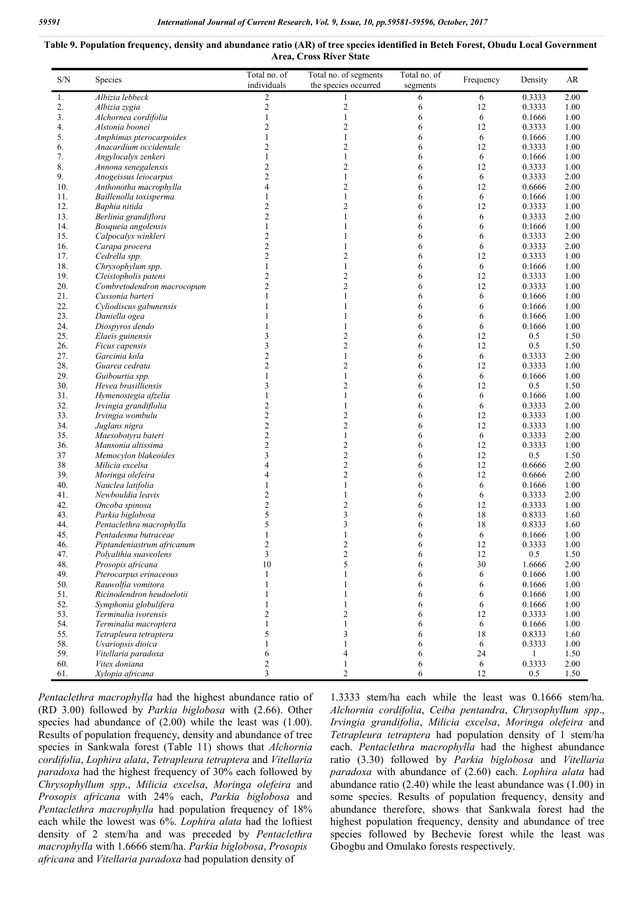**Table 9. Population frequency, density and abundance ratio (AR) of tree species identified in Beteh Forest, Obudu Local Government Area, Cross River State**

| S/N | Species | Total no. of individuals | Total no. of segments the species occurred | Total no. of segments | Frequency | Density | AR |
|---|---|---|---|---|---|---|---|
| 1. | *Albizia lebbeck* | 2 | 1 | 6 | 6 | 0.3333 | 2.00 |
| 2. | *Albizia zygia* | 2 | 2 | 6 | 12 | 0.3333 | 1.00 |
| 3. | *Alchornea cordifolia* | 1 | 1 | 6 | 6 | 0.1666 | 1.00 |
| 4. | *Alstonia boonei* | 2 | 2 | 6 | 12 | 0.3333 | 1.00 |
| 5. | *Amphimas pterocarpoides* | 1 | 1 | 6 | 6 | 0.1666 | 1.00 |
| 6. | *Anacardium occidentale* | 2 | 2 | 6 | 12 | 0.3333 | 1.00 |
| 7. | *Angylocalyx zenkeri* | 1 | 1 | 6 | 6 | 0.1666 | 1.00 |
| 8. | *Annona senegalensis* | 2 | 2 | 6 | 12 | 0.3333 | 1.00 |
| 9. | *Anogeissus leiocarpus* | 2 | 1 | 6 | 6 | 0.3333 | 2.00 |
| 10. | *Anthonotha macrophylla* | 4 | 2 | 6 | 12 | 0.6666 | 2.00 |
| 11. | *Baillenolla toxisperma* | 1 | 1 | 6 | 6 | 0.1666 | 1.00 |
| 12. | *Baphia nitida* | 2 | 2 | 6 | 12 | 0.3333 | 1.00 |
| 13. | *Berlinia grandiflora* | 2 | 1 | 6 | 6 | 0.3333 | 2.00 |
| 14. | *Bosqueia angolensis* | 1 | 1 | 6 | 6 | 0.1666 | 1.00 |
| 15. | *Calpocalyx winkleri* | 2 | 1 | 6 | 6 | 0.3333 | 2.00 |
| 16. | *Carapa procera* | 2 | 1 | 6 | 6 | 0.3333 | 2.00 |
| 17. | *Cedrella spp.* | 2 | 2 | 6 | 12 | 0.3333 | 1.00 |
| 18. | *Chrysophylum spp.* | 1 | 1 | 6 | 6 | 0.1666 | 1.00 |
| 19. | *Cleistopholis patens* | 2 | 2 | 6 | 12 | 0.3333 | 1.00 |
| 20. | *Combretodendron macrocopum* | 2 | 2 | 6 | 12 | 0.3333 | 1.00 |
| 21. | *Cussonia barteri* | 1 | 1 | 6 | 6 | 0.1666 | 1.00 |
| 22. | *Cyliodiscus gabunensis* | 1 | 1 | 6 | 6 | 0.1666 | 1.00 |
| 23. | *Daniella ogea* | 1 | 1 | 6 | 6 | 0.1666 | 1.00 |
| 24. | *Diospyros dendo* | 1 | 1 | 6 | 6 | 0.1666 | 1.00 |
| 25. | *Elaeis guinensis* | 3 | 2 | 6 | 12 | 0.5 | 1.50 |
| 26. | *Ficus capensis* | 3 | 2 | 6 | 12 | 0.5 | 1.50 |
| 27. | *Garcinia kola* | 2 | 1 | 6 | 6 | 0.3333 | 2.00 |
| 28. | *Guarea cedrata* | 2 | 2 | 6 | 12 | 0.3333 | 1.00 |
| 29. | *Guibourtia spp.* | 1 | 1 | 6 | 6 | 0.1666 | 1.00 |
| 30. | *Hevea brasilliensis* | 3 | 2 | 6 | 12 | 0.5 | 1.50 |
| 31. | *Hymenostegia afzelia* | 1 | 1 | 6 | 6 | 0.1666 | 1.00 |
| 32. | *Irvingia grandiflolia* | 2 | 1 | 6 | 6 | 0.3333 | 2.00 |
| 33. | *Irvingia wombulu* | 2 | 2 | 6 | 12 | 0.3333 | 1.00 |
| 34. | *Juglans nigra* | 2 | 2 | 6 | 12 | 0.3333 | 1.00 |
| 35. | *Maesobotyra bateri* | 2 | 1 | 6 | 6 | 0.3333 | 2.00 |
| 36. | *Mansonia altissima* | 2 | 2 | 6 | 12 | 0.3333 | 1.00 |
| 37 | *Memocylon blakeoides* | 3 | 2 | 6 | 12 | 0.5 | 1.50 |
| 38 | *Milicia excelsa* | 4 | 2 | 6 | 12 | 0.6666 | 2.00 |
| 39. | *Moringa olefeira* | 4 | 2 | 6 | 12 | 0.6666 | 2.00 |
| 40. | *Nauclea latifolia* | 1 | 1 | 6 | 6 | 0.1666 | 1.00 |
| 41. | *Newbouldia leavis* | 2 | 1 | 6 | 6 | 0.3333 | 2.00 |
| 42. | *Oncoba spinosa* | 2 | 2 | 6 | 12 | 0.3333 | 1.00 |
| 43. | *Parkia biglobosa* | 5 | 3 | 6 | 18 | 0.8333 | 1.60 |
| 44. | *Pentaclethra macrophylla* | 5 | 3 | 6 | 18 | 0.8333 | 1.60 |
| 45. | *Pentadesma butraceae* | 1 | 1 | 6 | 6 | 0.1666 | 1.00 |
| 46. | *Piptandeniastrum africanum* | 2 | 2 | 6 | 12 | 0.3333 | 1.00 |
| 47. | *Polyalthia suaveolens* | 3 | 2 | 6 | 12 | 0.5 | 1.50 |
| 48. | *Prosopis africana* | 10 | 5 | 6 | 30 | 1.6666 | 2.00 |
| 49. | *Pterocarpus erinaceous* | 1 | 1 | 6 | 6 | 0.1666 | 1.00 |
| 50. | *Rauwolfia vomitora* | 1 | 1 | 6 | 6 | 0.1666 | 1.00 |
| 51. | *Ricinodendron heudoelotii* | 1 | 1 | 6 | 6 | 0.1666 | 1.00 |
| 52. | *Symphonia globulifera* | 1 | 1 | 6 | 6 | 0.1666 | 1.00 |
| 53. | *Terminalia ivorensis* | 2 | 2 | 6 | 12 | 0.3333 | 1.00 |
| 54. | *Terminalia macroptera* | 1 | 1 | 6 | 6 | 0.1666 | 1.00 |
| 55. | *Tetrapleura tetraptera* | 5 | 3 | 6 | 18 | 0.8333 | 1.60 |
| 58. | *Uvariopsis dioica* | 1 | 1 | 6 | 6 | 0.3333 | 1.00 |
| 59. | *Vitellaria paradoxa* | 6 | 4 | 6 | 24 | 1 | 1.50 |
| 60. | *Vitex doniana* | 2 | 1 | 6 | 6 | 0.3333 | 2.00 |
| 61. | *Xylopia africana* | 3 | 2 | 6 | 12 | 0.5 | 1.50 |

*Pentaclethra macrophylla* had the highest abundance ratio of (RD 3.00) followed by *Parkia biglobosa* with (2.66). Other species had abundance of (2.00) while the least was (1.00). Results of population frequency, density and abundance of tree species in Sankwala forest (Table 11) shows that *Alchornia cordifolia*, *Lophira alata*, *Tetrapleura tetraptera* and *Vitellaria paradoxa* had the highest frequency of 30% each followed by *Chrysophyllum spp*., *Milicia excelsa*, *Moringa olefeira* and *Prosopis africana* with 24% each, *Parkia biglobosa* and *Pentaclethra macrophylla* had population frequency of 18% each while the lowest was 6%. *Lophira alata* had the loftiest density of 2 stem/ha and was preceded by *Pentaclethra macrophylla* with 1.6666 stem/ha. *Parkia biglobosa*, *Prosopis africana* and *Vitellaria paradoxa* had population density of 1.3333 stem/ha each while the least was 0.1666 stem/ha. *Alchornia cordifolia*, *Ceiba pentandra*, *Chrysophyllum spp*., *Irvingia grandifolia*, *Milicia excelsa*, *Moringa olefeira* and *Tetrapleura tetraptera* had population density of 1 stem/ha each. *Pentaclethra macrophylla* had the highest abundance ratio (3.30) followed by *Parkia biglobosa* and *Vitellaria paradoxa* with abundance of (2.60) each. *Lophira alata* had abundance ratio (2.40) while the least abundance was (1.00) in some species. Results of population frequency, density and abundance therefore, shows that Sankwala forest had the highest population frequency, density and abundance of tree species followed by Bechevie forest while the least was Gbogbu and Omulako forests respectively.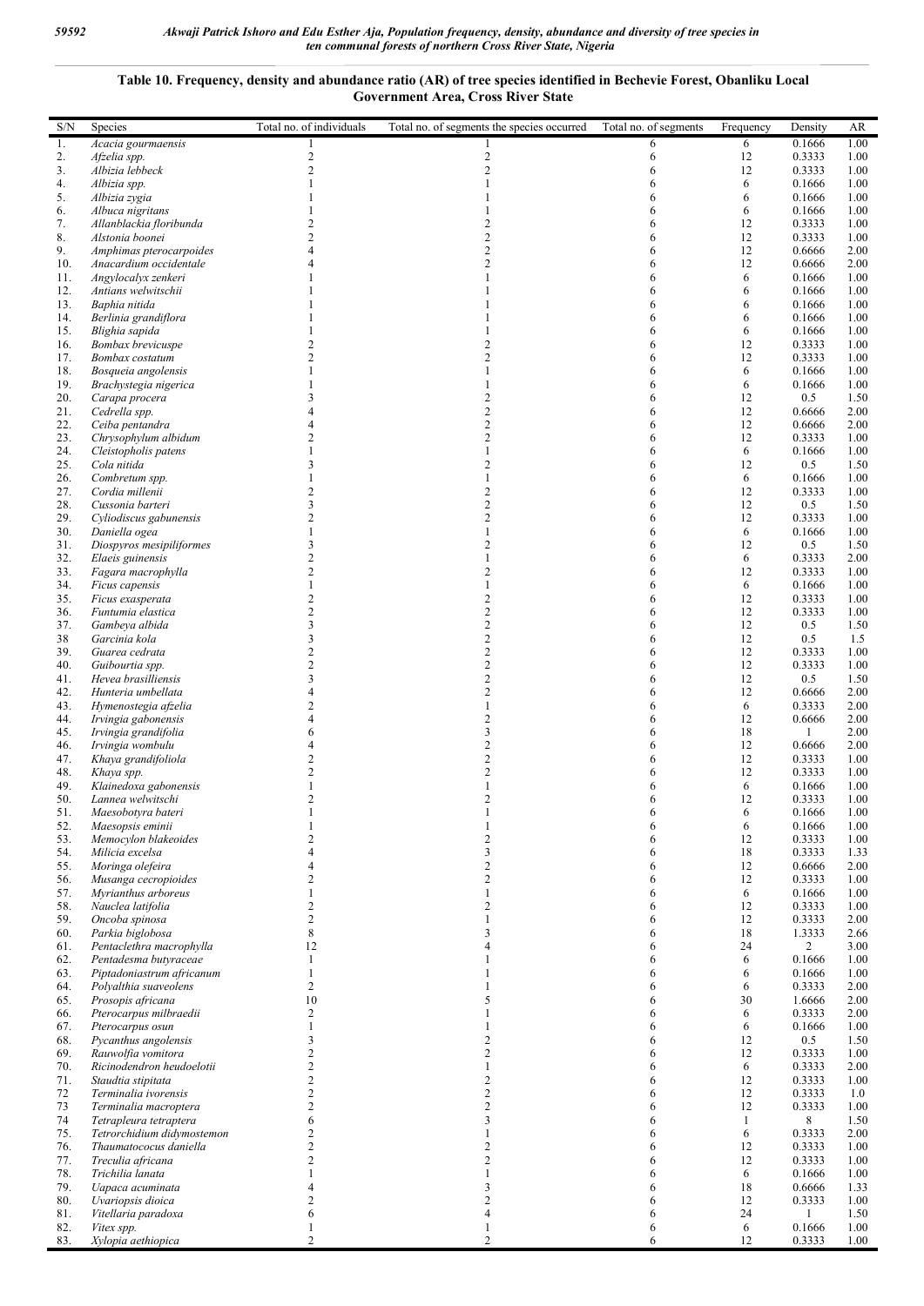**Table 10. Frequency, density and abundance ratio (AR) of tree species identified in Bechevie Forest, Obanliku Local Government Area, Cross River State**

| S/N | Species | Total no. of individuals | Total no. of segments the species occurred | Total no. of segments | Frequency | Density | AR |
|---|---|---|---|---|---|---|---|
| 1. | *Acacia gourmaensis* | 1 | 1 | 6 | 6 | 0.1666 | 1.00 |
| 2. | *Afzelia spp.* | 2 | 2 | 6 | 12 | 0.3333 | 1.00 |
| 3. | *Albizia lebbeck* | 2 | 2 | 6 | 12 | 0.3333 | 1.00 |
| 4. | *Albizia spp.* | 1 | 1 | 6 | 6 | 0.1666 | 1.00 |
| 5. | *Albizia zygia* | 1 | 1 | 6 | 6 | 0.1666 | 1.00 |
| 6. | *Albuca nigritans* | 1 | 1 | 6 | 6 | 0.1666 | 1.00 |
| 7. | *Allanblackia floribunda* | 2 | 2 | 6 | 12 | 0.3333 | 1.00 |
| 8. | *Alstonia boonei* | 2 | 2 | 6 | 12 | 0.3333 | 1.00 |
| 9. | *Amphimas pterocarpoides* | 4 | 2 | 6 | 12 | 0.6666 | 2.00 |
| 10. | *Anacardium occidentale* | 4 | 2 | 6 | 12 | 0.6666 | 2.00 |
| 11. | *Angylocalyx zenkeri* | 1 | 1 | 6 | 6 | 0.1666 | 1.00 |
| 12. | *Antians welwitschii* | 1 | 1 | 6 | 6 | 0.1666 | 1.00 |
| 13. | *Baphia nitida* | 1 | 1 | 6 | 6 | 0.1666 | 1.00 |
| 14. | *Berlinia grandiflora* | 1 | 1 | 6 | 6 | 0.1666 | 1.00 |
| 15. | *Blighia sapida* | 1 | 1 | 6 | 6 | 0.1666 | 1.00 |
| 16. | *Bombax brevicuspe* | 2 | 2 | 6 | 12 | 0.3333 | 1.00 |
| 17. | *Bombax costatum* | 2 | 2 | 6 | 12 | 0.3333 | 1.00 |
| 18. | *Bosqueia angolensis* | 1 | 1 | 6 | 6 | 0.1666 | 1.00 |
| 19. | *Brachystegia nigerica* | 1 | 1 | 6 | 6 | 0.1666 | 1.00 |
| 20. | *Carapa procera* | 3 | 2 | 6 | 12 | 0.5 | 1.50 |
| 21. | *Cedrella spp.* | 4 | 2 | 6 | 12 | 0.6666 | 2.00 |
| 22. | *Ceiba pentandra* | 4 | 2 | 6 | 12 | 0.6666 | 2.00 |
| 23. | *Chrysophylum albidum* | 2 | 2 | 6 | 12 | 0.3333 | 1.00 |
| 24. | *Cleistopholis patens* | 1 | 1 | 6 | 6 | 0.1666 | 1.00 |
| 25. | *Cola nitida* | 3 | 2 | 6 | 12 | 0.5 | 1.50 |
| 26. | *Combretum spp.* | 1 | 1 | 6 | 6 | 0.1666 | 1.00 |
| 27. | *Cordia millenii* | 2 | 2 | 6 | 12 | 0.3333 | 1.00 |
| 28. | *Cussonia barteri* | 3 | 2 | 6 | 12 | 0.5 | 1.50 |
| 29. | *Cyliodiscus gabunensis* | 2 | 2 | 6 | 12 | 0.3333 | 1.00 |
| 30. | *Daniella ogea* | 1 | 1 | 6 | 6 | 0.1666 | 1.00 |
| 31. | *Diospyros mesipiliformes* | 3 | 2 | 6 | 12 | 0.5 | 1.50 |
| 32. | *Elaeis guinensis* | 2 | 1 | 6 | 6 | 0.3333 | 2.00 |
| 33. | *Fagara macrophylla* | 2 | 2 | 6 | 12 | 0.3333 | 1.00 |
| 34. | *Ficus capensis* | 1 | 1 | 6 | 6 | 0.1666 | 1.00 |
| 35. | *Ficus exasperata* | 2 | 2 | 6 | 12 | 0.3333 | 1.00 |
| 36. | *Funtumia elastica* | 2 | 2 | 6 | 12 | 0.3333 | 1.00 |
| 37. | *Gambeya albida* | 3 | 2 | 6 | 12 | 0.5 | 1.50 |
| 38 | *Garcinia kola* | 3 | 2 | 6 | 12 | 0.5 | 1.5 |
| 39. | *Guarea cedrata* | 2 | 2 | 6 | 12 | 0.3333 | 1.00 |
| 40. | *Guibourtia spp.* | 2 | 2 | 6 | 12 | 0.3333 | 1.00 |
| 41. | *Hevea brasilliensis* | 3 | 2 | 6 | 12 | 0.5 | 1.50 |
| 42. | *Hunteria umbellata* | 4 | 2 | 6 | 12 | 0.6666 | 2.00 |
| 43. | *Hymenostegia afzelia* | 2 | 1 | 6 | 6 | 0.3333 | 2.00 |
| 44. | *Irvingia gabonensis* | 4 | 2 | 6 | 12 | 0.6666 | 2.00 |
| 45. | *Irvingia grandifolia* | 6 | 3 | 6 | 18 | 1 | 2.00 |
| 46. | *Irvingia wombulu* | 4 | 2 | 6 | 12 | 0.6666 | 2.00 |
| 47. | *Khaya grandifoliola* | 2 | 2 | 6 | 12 | 0.3333 | 1.00 |
| 48. | *Khaya spp.* | 2 | 2 | 6 | 12 | 0.3333 | 1.00 |
| 49. | *Klainedoxa gabonensis* | 1 | 1 | 6 | 6 | 0.1666 | 1.00 |
| 50. | *Lannea welwitschi* | 2 | 2 | 6 | 12 | 0.3333 | 1.00 |
| 51. | *Maesobotyra bateri* | 1 | 1 | 6 | 6 | 0.1666 | 1.00 |
| 52. | *Maesopsis eminii* | 1 | 1 | 6 | 6 | 0.1666 | 1.00 |
| 53. | *Memocylon blakeoides* | 2 | 2 | 6 | 12 | 0.3333 | 1.00 |
| 54. | *Milicia excelsa* | 4 | 3 | 6 | 18 | 0.3333 | 1.33 |
| 55. | *Moringa olefeira* | 4 | 2 | 6 | 12 | 0.6666 | 2.00 |
| 56. | *Musanga cecropioides* | 2 | 2 | 6 | 12 | 0.3333 | 1.00 |
| 57. | *Myrianthus arboreus* | 1 | 1 | 6 | 6 | 0.1666 | 1.00 |
| 58. | *Nauclea latifolia* | 2 | 2 | 6 | 12 | 0.3333 | 1.00 |
| 59. | *Oncoba spinosa* | 2 | 1 | 6 | 12 | 0.3333 | 2.00 |
| 60. | *Parkia biglobosa* | 8 | 3 | 6 | 18 | 1.3333 | 2.66 |
| 61. | *Pentaclethra macrophylla* | 12 | 4 | 6 | 24 | 2 | 3.00 |
| 62. | *Pentadesma butyraceae* | 1 | 1 | 6 | 6 | 0.1666 | 1.00 |
| 63. | *Piptadoniastrum africanum* | 1 | 1 | 6 | 6 | 0.1666 | 1.00 |
| 64. | *Polyalthia suaveolens* | 2 | 1 | 6 | 6 | 0.3333 | 2.00 |
| 65. | *Prosopis africana* | 10 | 5 | 6 | 30 | 1.6666 | 2.00 |
| 66. | *Pterocarpus milbraedii* | 2 | 1 | 6 | 6 | 0.3333 | 2.00 |
| 67. | *Pterocarpus osun* | 1 | 1 | 6 | 6 | 0.1666 | 1.00 |
| 68. | *Pycanthus angolensis* | 3 | 2 | 6 | 12 | 0.5 | 1.50 |
| 69. | *Rauwolfia vomitora* | 2 | 2 | 6 | 12 | 0.3333 | 1.00 |
| 70. | *Ricinodendron heudoelotii* | 2 | 1 | 6 | 6 | 0.3333 | 2.00 |
| 71. | *Staudtia stipitata* | 2 | 2 | 6 | 12 | 0.3333 | 1.00 |
| 72 | *Terminalia ivorensis* | 2 | 2 | 6 | 12 | 0.3333 | 1.0 |
| 73 | *Terminalia macroptera* | 2 | 2 | 6 | 12 | 0.3333 | 1.00 |
| 74 | *Tetrapleura tetraptera* | 6 | 3 | 6 | 1 | 8 | 1.50 |
| 75. | *Tetrorchidium didymostemon* | 2 | 1 | 6 | 6 | 0.3333 | 2.00 |
| 76. | *Thaumatococus daniella* | 2 | 2 | 6 | 12 | 0.3333 | 1.00 |
| 77. | *Treculia africana* | 2 | 2 | 6 | 12 | 0.3333 | 1.00 |
| 78. | *Trichilia lanata* | 1 | 1 | 6 | 6 | 0.1666 | 1.00 |
| 79. | *Uapaca acuminata* | 4 | 3 | 6 | 18 | 0.6666 | 1.33 |
| 80. | *Uvariopsis dioica* | 2 | 2 | 6 | 12 | 0.3333 | 1.00 |
| 81. | *Vitellaria paradoxa* | 6 | 4 | 6 | 24 | 1 | 1.50 |
| 82. | *Vitex spp.* | 1 | 1 | 6 | 6 | 0.1666 | 1.00 |
| 83. | *Xylopia aethiopica* | 2 | 2 | 6 | 12 | 0.3333 | 1.00 |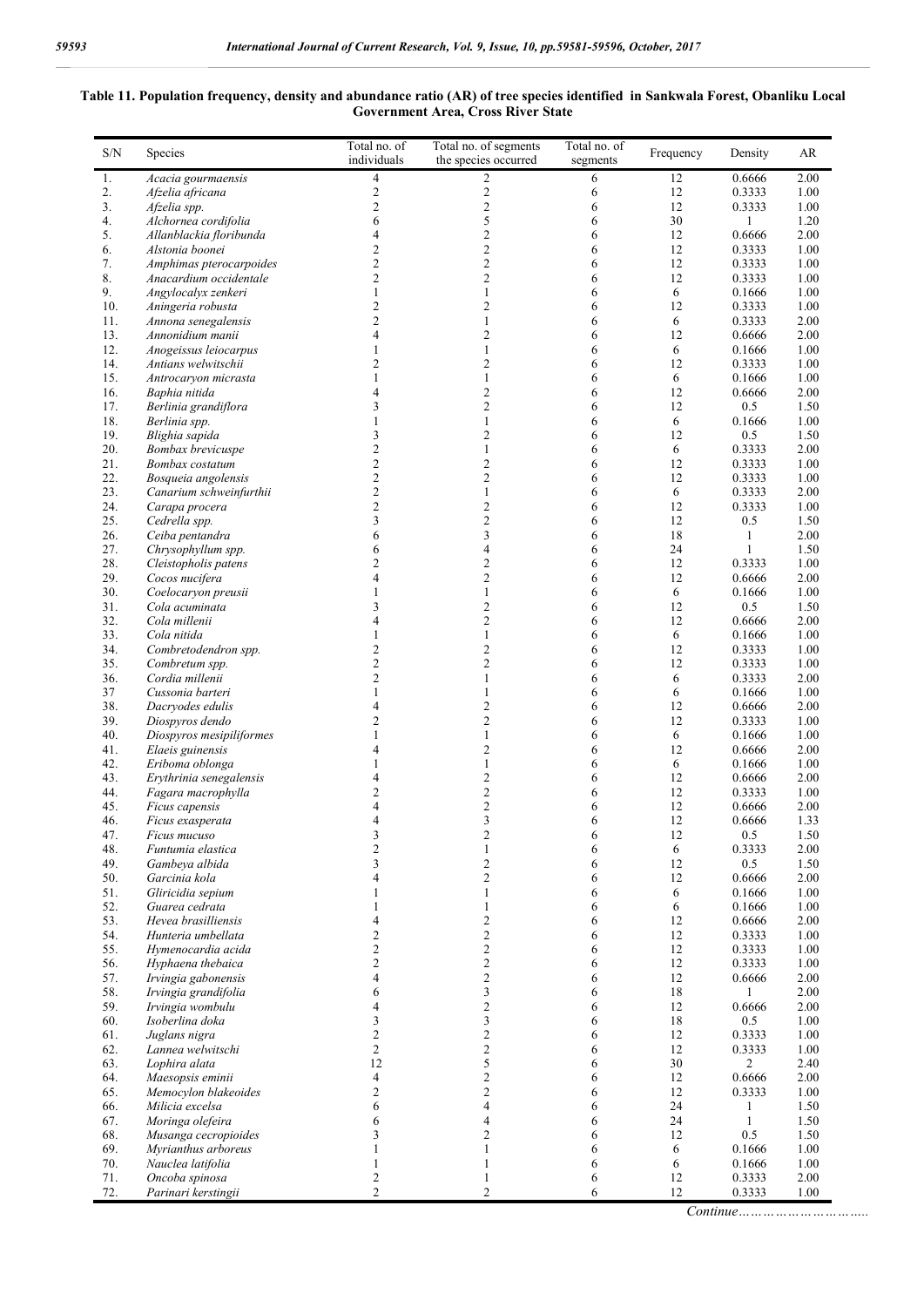**Table 11. Population frequency, density and abundance ratio (AR) of tree species identified in Sankwala Forest, Obanliku Local Government Area, Cross River State**

| S/N | Species | Total no. of individuals | Total no. of segments the species occurred | Total no. of segments | Frequency | Density | AR |
|---|---|---|---|---|---|---|---|
| 1. | *Acacia gourmaensis* | 4 | 2 | 6 | 12 | 0.6666 | 2.00 |
| 2. | *Afzelia africana* | 2 | 2 | 6 | 12 | 0.3333 | 1.00 |
| 3. | *Afzelia spp.* | 2 | 2 | 6 | 12 | 0.3333 | 1.00 |
| 4. | *Alchornea cordifolia* | 6 | 5 | 6 | 30 | 1 | 1.20 |
| 5. | *Allanblackia floribunda* | 4 | 2 | 6 | 12 | 0.6666 | 2.00 |
| 6. | *Alstonia boonei* | 2 | 2 | 6 | 12 | 0.3333 | 1.00 |
| 7. | *Amphimas pterocarpoides* | 2 | 2 | 6 | 12 | 0.3333 | 1.00 |
| 8. | *Anacardium occidentale* | 2 | 2 | 6 | 12 | 0.3333 | 1.00 |
| 9. | *Angylocalyx zenkeri* | 1 | 1 | 6 | 6 | 0.1666 | 1.00 |
| 10. | *Aningeria robusta* | 2 | 2 | 6 | 12 | 0.3333 | 1.00 |
| 11. | *Annona senegalensis* | 2 | 1 | 6 | 6 | 0.3333 | 2.00 |
| 13. | *Annonidium manii* | 4 | 2 | 6 | 12 | 0.6666 | 2.00 |
| 12. | *Anogeissus leiocarpus* | 1 | 1 | 6 | 6 | 0.1666 | 1.00 |
| 14. | *Antians welwitschii* | 2 | 2 | 6 | 12 | 0.3333 | 1.00 |
| 15. | *Antrocaryon micrasta* | 1 | 1 | 6 | 6 | 0.1666 | 1.00 |
| 16. | *Baphia nitida* | 4 | 2 | 6 | 12 | 0.6666 | 2.00 |
| 17. | *Berlinia grandiflora* | 3 | 2 | 6 | 12 | 0.5 | 1.50 |
| 18. | *Berlinia spp.* | 1 | 1 | 6 | 6 | 0.1666 | 1.00 |
| 19. | *Blighia sapida* | 3 | 2 | 6 | 12 | 0.5 | 1.50 |
| 20. | *Bombax brevicuspe* | 2 | 1 | 6 | 6 | 0.3333 | 2.00 |
| 21. | *Bombax costatum* | 2 | 2 | 6 | 12 | 0.3333 | 1.00 |
| 22. | *Bosqueia angolensis* | 2 | 2 | 6 | 12 | 0.3333 | 1.00 |
| 23. | *Canarium schweinfurthii* | 2 | 1 | 6 | 6 | 0.3333 | 2.00 |
| 24. | *Carapa procera* | 2 | 2 | 6 | 12 | 0.3333 | 1.00 |
| 25. | *Cedrella spp.* | 3 | 2 | 6 | 12 | 0.5 | 1.50 |
| 26. | *Ceiba pentandra* | 6 | 3 | 6 | 18 | 1 | 2.00 |
| 27. | *Chrysophyllum spp.* | 6 | 4 | 6 | 24 | 1 | 1.50 |
| 28. | *Cleistopholis patens* | 2 | 2 | 6 | 12 | 0.3333 | 1.00 |
| 29. | *Cocos nucifera* | 4 | 2 | 6 | 12 | 0.6666 | 2.00 |
| 30. | *Coelocaryon preusii* | 1 | 1 | 6 | 6 | 0.1666 | 1.00 |
| 31. | *Cola acuminata* | 3 | 2 | 6 | 12 | 0.5 | 1.50 |
| 32. | *Cola millenii* | 4 | 2 | 6 | 12 | 0.6666 | 2.00 |
| 33. | *Cola nitida* | 1 | 1 | 6 | 6 | 0.1666 | 1.00 |
| 34. | *Combretodendron spp.* | 2 | 2 | 6 | 12 | 0.3333 | 1.00 |
| 35. | *Combretum spp.* | 2 | 2 | 6 | 12 | 0.3333 | 1.00 |
| 36. | *Cordia millenii* | 2 | 1 | 6 | 6 | 0.3333 | 2.00 |
| 37 | *Cussonia barteri* | 1 | 1 | 6 | 6 | 0.1666 | 1.00 |
| 38. | *Dacryodes edulis* | 4 | 2 | 6 | 12 | 0.6666 | 2.00 |
| 39. | *Diospyros dendo* | 2 | 2 | 6 | 12 | 0.3333 | 1.00 |
| 40. | *Diospyros mesipiliformes* | 1 | 1 | 6 | 6 | 0.1666 | 1.00 |
| 41. | *Elaeis guinensis* | 4 | 2 | 6 | 12 | 0.6666 | 2.00 |
| 42. | *Eriboma oblonga* | 1 | 1 | 6 | 6 | 0.1666 | 1.00 |
| 43. | *Erythrinia senegalensis* | 4 | 2 | 6 | 12 | 0.6666 | 2.00 |
| 44. | *Fagara macrophylla* | 2 | 2 | 6 | 12 | 0.3333 | 1.00 |
| 45. | *Ficus capensis* | 4 | 2 | 6 | 12 | 0.6666 | 2.00 |
| 46. | *Ficus exasperata* | 4 | 3 | 6 | 12 | 0.6666 | 1.33 |
| 47. | *Ficus mucuso* | 3 | 2 | 6 | 12 | 0.5 | 1.50 |
| 48. | *Funtumia elastica* | 2 | 1 | 6 | 6 | 0.3333 | 2.00 |
| 49. | *Gambeya albida* | 3 | 2 | 6 | 12 | 0.5 | 1.50 |
| 50. | *Garcinia kola* | 4 | 2 | 6 | 12 | 0.6666 | 2.00 |
| 51. | *Gliricidia sepium* | 1 | 1 | 6 | 6 | 0.1666 | 1.00 |
| 52. | *Guarea cedrata* | 1 | 1 | 6 | 6 | 0.1666 | 1.00 |
| 53. | *Hevea brasilliensis* | 4 | 2 | 6 | 12 | 0.6666 | 2.00 |
| 54. | *Hunteria umbellata* | 2 | 2 | 6 | 12 | 0.3333 | 1.00 |
| 55. | *Hymenocardia acida* | 2 | 2 | 6 | 12 | 0.3333 | 1.00 |
| 56. | *Hyphaena thebaica* | 2 | 2 | 6 | 12 | 0.3333 | 1.00 |
| 57. | *Irvingia gabonensis* | 4 | 2 | 6 | 12 | 0.6666 | 2.00 |
| 58. | *Irvingia grandifolia* | 6 | 3 | 6 | 18 | 1 | 2.00 |
| 59. | *Irvingia wombulu* | 4 | 2 | 6 | 12 | 0.6666 | 2.00 |
| 60. | *Isoberlina doka* | 3 | 3 | 6 | 18 | 0.5 | 1.00 |
| 61. | *Juglans nigra* | 2 | 2 | 6 | 12 | 0.3333 | 1.00 |
| 62. | *Lannea welwitschi* | 2 | 2 | 6 | 12 | 0.3333 | 1.00 |
| 63. | *Lophira alata* | 12 | 5 | 6 | 30 | 2 | 2.40 |
| 64. | *Maesopsis eminii* | 4 | 2 | 6 | 12 | 0.6666 | 2.00 |
| 65. | *Memocylon blakeoides* | 2 | 2 | 6 | 12 | 0.3333 | 1.00 |
| 66. | *Milicia excelsa* | 6 | 4 | 6 | 24 | 1 | 1.50 |
| 67. | *Moringa olefeira* | 6 | 4 | 6 | 24 | 1 | 1.50 |
| 68. | *Musanga cecropioides* | 3 | 2 | 6 | 12 | 0.5 | 1.50 |
| 69. | *Myrianthus arboreus* | 1 | 1 | 6 | 6 | 0.1666 | 1.00 |
| 70. | *Nauclea latifolia* | 1 | 1 | 6 | 6 | 0.1666 | 1.00 |
| 71. | *Oncoba spinosa* | 2 | 1 | 6 | 12 | 0.3333 | 2.00 |
| 72. | *Parinari kerstingii* | 2 | 2 | 6 | 12 | 0.3333 | 1.00 |

*Continue…………………………..*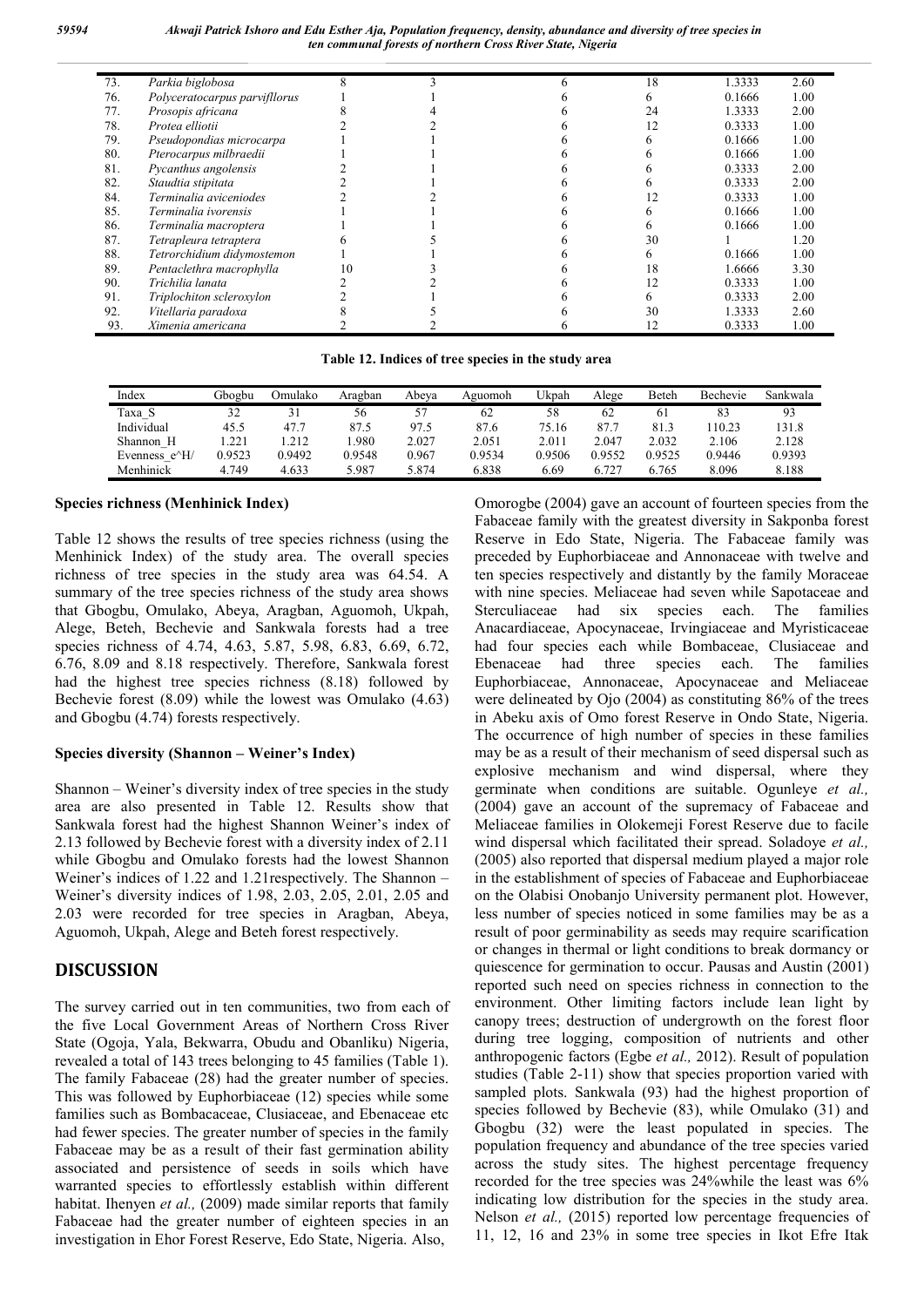| 73. | *Parkia biglobosa* | 8 | 3 | 6 | 18 | 1.3333 | 2.60 |
|---|---|---|---|---|---|---|---|
| 76. | *Polyceratocarpus parviflorus* | 1 | 1 | 6 | 6 | 0.1666 | 1.00 |
| 77. | *Prosopis africana* | 8 | 4 | 6 | 24 | 1.3333 | 2.00 |
| 78. | *Protea elliotii* | 2 | 2 | 6 | 12 | 0.3333 | 1.00 |
| 79. | *Pseudopondias microcarpa* | 1 | 1 | 6 | 6 | 0.1666 | 1.00 |
| 80. | *Pterocarpus milbraedii* | 1 | 1 | 6 | 6 | 0.1666 | 1.00 |
| 81. | *Pycanthus angolensis* | 2 | 1 | 6 | 6 | 0.3333 | 2.00 |
| 82. | *Staudtia stipitata* | 2 | 1 | 6 | 6 | 0.3333 | 2.00 |
| 84. | *Terminalia aviceniodes* | 2 | 2 | 6 | 12 | 0.3333 | 1.00 |
| 85. | *Terminalia ivorensis* | 1 | 1 | 6 | 6 | 0.1666 | 1.00 |
| 86. | *Terminalia macroptera* | 1 | 1 | 6 | 6 | 0.1666 | 1.00 |
| 87. | *Tetrapleura tetraptera* | 6 | 5 | 6 | 30 | 1 | 1.20 |
| 88. | *Tetrorchidium didymostemon* | 1 | 1 | 6 | 6 | 0.1666 | 1.00 |
| 89. | *Pentaclethra macrophylla* | 10 | 3 | 6 | 18 | 1.6666 | 3.30 |
| 90. | *Trichilia lanata* | 2 | 2 | 6 | 12 | 0.3333 | 1.00 |
| 91. | *Triplochiton scleroxylon* | 2 | 1 | 6 | 6 | 0.3333 | 2.00 |
| 92. | *Vitellaria paradoxa* | 8 | 5 | 6 | 30 | 1.3333 | 2.60 |
| 93. | *Ximenia americana* | 2 | 2 | 6 | 12 | 0.3333 | 1.00 |

**Table 12. Indices of tree species in the study area**

| Index | Gbogbu | Omulako | Aragban | Abeya | Aguomoh | Ukpah | Alege | Beteh | Bechevie | Sankwala |
|---|---|---|---|---|---|---|---|---|---|---|
| Taxa_S | 32 | 31 | 56 | 57 | 62 | 58 | 62 | 61 | 83 | 93 |
| Individual | 45.5 | 47.7 | 87.5 | 97.5 | 87.6 | 75.16 | 87.7 | 81.3 | 110.23 | 131.8 |
| Shannon_H | 1.221 | 1.212 | 1.980 | 2.027 | 2.051 | 2.011 | 2.047 | 2.032 | 2.106 | 2.128 |
| Evenness_e^H/ | 0.9523 | 0.9492 | 0.9548 | 0.967 | 0.9534 | 0.9506 | 0.9552 | 0.9525 | 0.9446 | 0.9393 |
| Menhinick | 4.749 | 4.633 | 5.987 | 5.874 | 6.838 | 6.69 | 6.727 | 6.765 | 8.096 | 8.188 |

**Species richness (Menhinick Index)**

Table 12 shows the results of tree species richness (using the Menhinick Index) of the study area. The overall species richness of tree species in the study area was 64.54. A summary of the tree species richness of the study area shows that Gbogbu, Omulako, Abeya, Aragban, Aguomoh, Ukpah, Alege, Beteh, Bechevie and Sankwala forests had a tree species richness of 4.74, 4.63, 5.87, 5.98, 6.83, 6.69, 6.72, 6.76, 8.09 and 8.18 respectively. Therefore, Sankwala forest had the highest tree species richness (8.18) followed by Bechevie forest (8.09) while the lowest was Omulako (4.63) and Gbogbu (4.74) forests respectively.

**Species diversity (Shannon – Weiner's Index)**

Shannon – Weiner's diversity index of tree species in the study area are also presented in Table 12. Results show that Sankwala forest had the highest Shannon Weiner's index of 2.13 followed by Bechevie forest with a diversity index of 2.11 while Gbogbu and Omulako forests had the lowest Shannon Weiner's indices of 1.22 and 1.21respectively. The Shannon – Weiner's diversity indices of 1.98, 2.03, 2.05, 2.01, 2.05 and 2.03 were recorded for tree species in Aragban, Abeya, Aguomoh, Ukpah, Alege and Beteh forest respectively.

## DISCUSSION

The survey carried out in ten communities, two from each of the five Local Government Areas of Northern Cross River State (Ogoja, Yala, Bekwarra, Obudu and Obanliku) Nigeria, revealed a total of 143 trees belonging to 45 families (Table 1). The family Fabaceae (28) had the greater number of species. This was followed by Euphorbiaceae (12) species while some families such as Bombacaceae, Clusiaceae, and Ebenaceae etc had fewer species. The greater number of species in the family Fabaceae may be as a result of their fast germination ability associated and persistence of seeds in soils which have warranted species to effortlessly establish within different habitat. Ihenyen *et al.,* (2009) made similar reports that family Fabaceae had the greater number of eighteen species in an investigation in Ehor Forest Reserve, Edo State, Nigeria. Also, Omorogbe (2004) gave an account of fourteen species from the Fabaceae family with the greatest diversity in Sakponba forest Reserve in Edo State, Nigeria. The Fabaceae family was preceded by Euphorbiaceae and Annonaceae with twelve and ten species respectively and distantly by the family Moraceae with nine species. Meliaceae had seven while Sapotaceae and Sterculiaceae had six species each. The families Anacardiaceae, Apocynaceae, Irvingiaceae and Myristicaceae had four species each while Bombaceae, Clusiaceae and Ebenaceae had three species each. The families Euphorbiaceae, Annonaceae, Apocynaceae and Meliaceae were delineated by Ojo (2004) as constituting 86% of the trees in Abeku axis of Omo forest Reserve in Ondo State, Nigeria. The occurrence of high number of species in these families may be as a result of their mechanism of seed dispersal such as explosive mechanism and wind dispersal, where they germinate when conditions are suitable. Ogunleye *et al.,* (2004) gave an account of the supremacy of Fabaceae and Meliaceae families in Olokemeji Forest Reserve due to facile wind dispersal which facilitated their spread. Soladoye *et al.,* (2005) also reported that dispersal medium played a major role in the establishment of species of Fabaceae and Euphorbiaceae on the Olabisi Onobanjo University permanent plot. However, less number of species noticed in some families may be as a result of poor germinability as seeds may require scarification or changes in thermal or light conditions to break dormancy or quiescence for germination to occur. Pausas and Austin (2001) reported such need on species richness in connection to the environment. Other limiting factors include lean light by canopy trees; destruction of undergrowth on the forest floor during tree logging, composition of nutrients and other anthropogenic factors (Egbe *et al.,* 2012). Result of population studies (Table 2-11) show that species proportion varied with sampled plots. Sankwala (93) had the highest proportion of species followed by Bechevie (83), while Omulako (31) and Gbogbu (32) were the least populated in species. The population frequency and abundance of the tree species varied across the study sites. The highest percentage frequency recorded for the tree species was 24%while the least was 6% indicating low distribution for the species in the study area. Nelson *et al.,* (2015) reported low percentage frequencies of 11, 12, 16 and 23% in some tree species in Ikot Efre Itak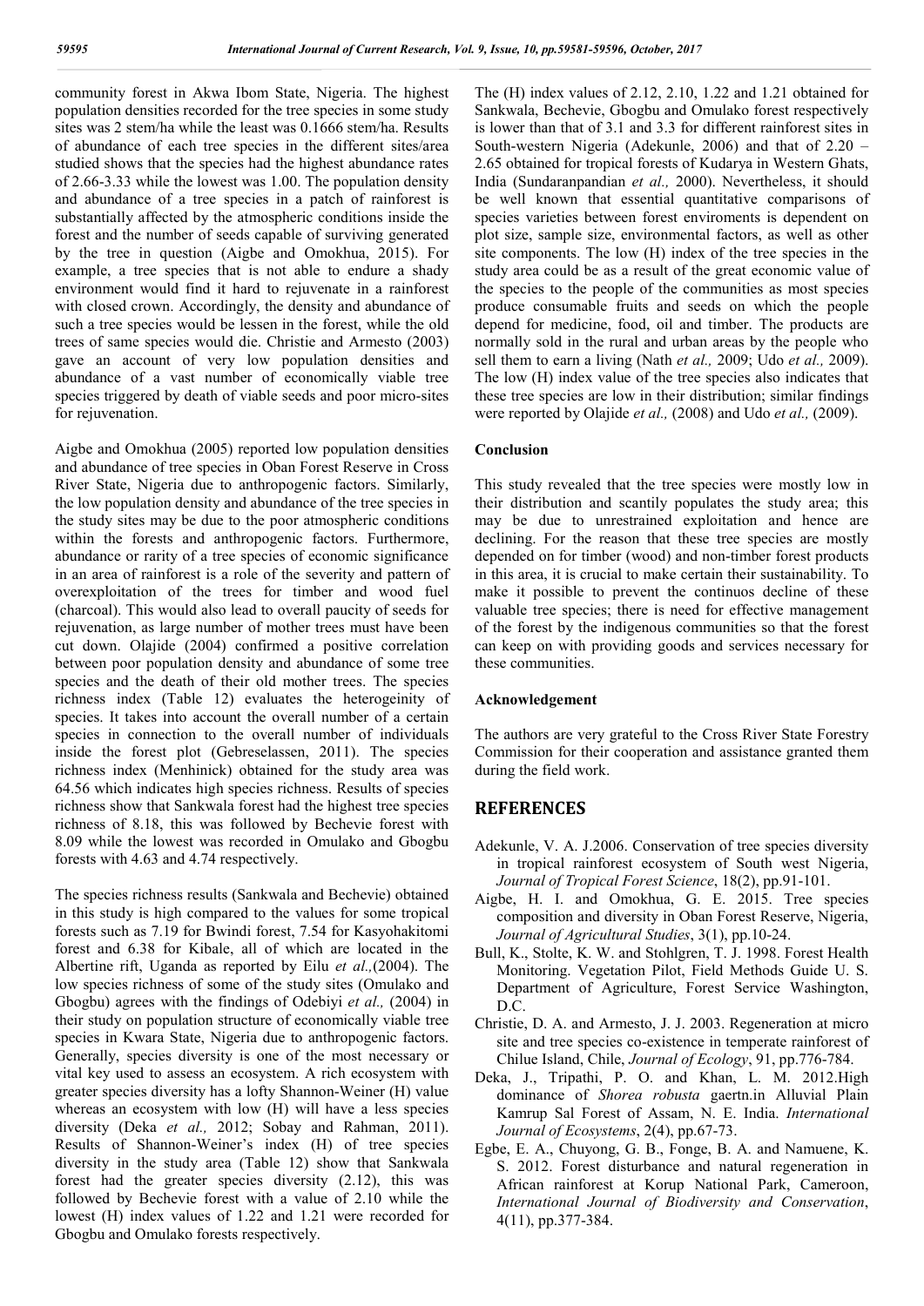community forest in Akwa Ibom State, Nigeria. The highest population densities recorded for the tree species in some study sites was 2 stem/ha while the least was 0.1666 stem/ha. Results of abundance of each tree species in the different sites/area studied shows that the species had the highest abundance rates of 2.66-3.33 while the lowest was 1.00. The population density and abundance of a tree species in a patch of rainforest is substantially affected by the atmospheric conditions inside the forest and the number of seeds capable of surviving generated by the tree in question (Aigbe and Omokhua, 2015). For example, a tree species that is not able to endure a shady environment would find it hard to rejuvenate in a rainforest with closed crown. Accordingly, the density and abundance of such a tree species would be lessen in the forest, while the old trees of same species would die. Christie and Armesto (2003) gave an account of very low population densities and abundance of a vast number of economically viable tree species triggered by death of viable seeds and poor micro-sites for rejuvenation.

Aigbe and Omokhua (2005) reported low population densities and abundance of tree species in Oban Forest Reserve in Cross River State, Nigeria due to anthropogenic factors. Similarly, the low population density and abundance of the tree species in the study sites may be due to the poor atmospheric conditions within the forests and anthropogenic factors. Furthermore, abundance or rarity of a tree species of economic significance in an area of rainforest is a role of the severity and pattern of overexploitation of the trees for timber and wood fuel (charcoal). This would also lead to overall paucity of seeds for rejuvenation, as large number of mother trees must have been cut down. Olajide (2004) confirmed a positive correlation between poor population density and abundance of some tree species and the death of their old mother trees. The species richness index (Table 12) evaluates the heterogeinity of species. It takes into account the overall number of a certain species in connection to the overall number of individuals inside the forest plot (Gebreselassen, 2011). The species richness index (Menhinick) obtained for the study area was 64.56 which indicates high species richness. Results of species richness show that Sankwala forest had the highest tree species richness of 8.18, this was followed by Bechevie forest with 8.09 while the lowest was recorded in Omulako and Gbogbu forests with 4.63 and 4.74 respectively.

The species richness results (Sankwala and Bechevie) obtained in this study is high compared to the values for some tropical forests such as 7.19 for Bwindi forest, 7.54 for Kasyohakitomi forest and 6.38 for Kibale, all of which are located in the Albertine rift, Uganda as reported by Eilu *et al.,*(2004). The low species richness of some of the study sites (Omulako and Gbogbu) agrees with the findings of Odebiyi *et al.,* (2004) in their study on population structure of economically viable tree species in Kwara State, Nigeria due to anthropogenic factors. Generally, species diversity is one of the most necessary or vital key used to assess an ecosystem. A rich ecosystem with greater species diversity has a lofty Shannon-Weiner (H) value whereas an ecosystem with low (H) will have a less species diversity (Deka *et al.,* 2012; Sobay and Rahman, 2011). Results of Shannon-Weiner's index (H) of tree species diversity in the study area (Table 12) show that Sankwala forest had the greater species diversity (2.12), this was followed by Bechevie forest with a value of 2.10 while the lowest (H) index values of 1.22 and 1.21 were recorded for Gbogbu and Omulako forests respectively.

The (H) index values of 2.12, 2.10, 1.22 and 1.21 obtained for Sankwala, Bechevie, Gbogbu and Omulako forest respectively is lower than that of 3.1 and 3.3 for different rainforest sites in South-western Nigeria (Adekunle, 2006) and that of 2.20 – 2.65 obtained for tropical forests of Kudarya in Western Ghats, India (Sundaranpandian *et al.,* 2000). Nevertheless, it should be well known that essential quantitative comparisons of species varieties between forest enviroments is dependent on plot size, sample size, environmental factors, as well as other site components. The low (H) index of the tree species in the study area could be as a result of the great economic value of the species to the people of the communities as most species produce consumable fruits and seeds on which the people depend for medicine, food, oil and timber. The products are normally sold in the rural and urban areas by the people who sell them to earn a living (Nath *et al.,* 2009; Udo *et al.,* 2009). The low (H) index value of the tree species also indicates that these tree species are low in their distribution; similar findings were reported by Olajide *et al.,* (2008) and Udo *et al.,* (2009).

**Conclusion**

This study revealed that the tree species were mostly low in their distribution and scantily populates the study area; this may be due to unrestrained exploitation and hence are declining. For the reason that these tree species are mostly depended on for timber (wood) and non-timber forest products in this area, it is crucial to make certain their sustainability. To make it possible to prevent the continuos decline of these valuable tree species; there is need for effective management of the forest by the indigenous communities so that the forest can keep on with providing goods and services necessary for these communities.

**Acknowledgement**

The authors are very grateful to the Cross River State Forestry Commission for their cooperation and assistance granted them during the field work.

## REFERENCES

- Adekunle, V. A. J.2006. Conservation of tree species diversity in tropical rainforest ecosystem of South west Nigeria, *Journal of Tropical Forest Science*, 18(2), pp.91-101.
- Aigbe, H. I. and Omokhua, G. E. 2015. Tree species composition and diversity in Oban Forest Reserve, Nigeria, *Journal of Agricultural Studies*, 3(1), pp.10-24.
- Bull, K., Stolte, K. W. and Stohlgren, T. J. 1998. Forest Health Monitoring. Vegetation Pilot, Field Methods Guide U. S. Department of Agriculture, Forest Service Washington, D.C.
- Christie, D. A. and Armesto, J. J. 2003. Regeneration at micro site and tree species co-existence in temperate rainforest of Chilue Island, Chile, *Journal of Ecology*, 91, pp.776-784.
- Deka, J., Tripathi, P. O. and Khan, L. M. 2012.High dominance of *Shorea robusta* gaertn.in Alluvial Plain Kamrup Sal Forest of Assam, N. E. India. *International Journal of Ecosystems*, 2(4), pp.67-73.
- Egbe, E. A., Chuyong, G. B., Fonge, B. A. and Namuene, K. S. 2012. Forest disturbance and natural regeneration in African rainforest at Korup National Park, Cameroon, *International Journal of Biodiversity and Conservation*, 4(11), pp.377-384.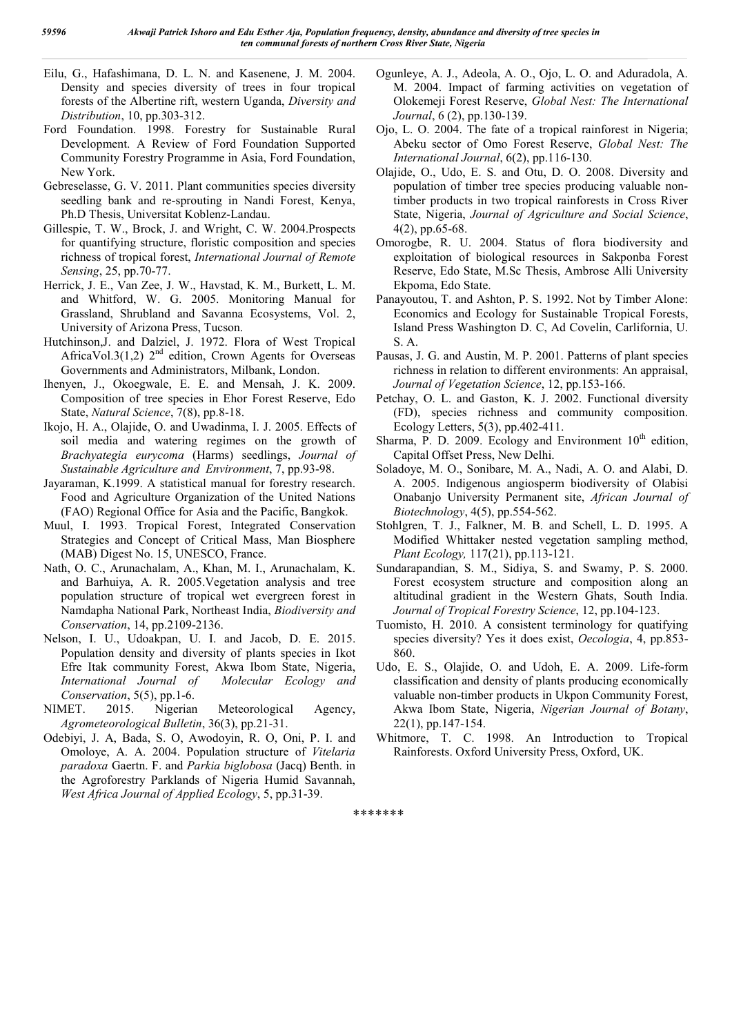Eilu, G., Hafashimana, D. L. N. and Kasenene, J. M. 2004. Density and species diversity of trees in four tropical forests of the Albertine rift, western Uganda, *Diversity and Distribution*, 10, pp.303-312.

Ford Foundation. 1998. Forestry for Sustainable Rural Development. A Review of Ford Foundation Supported Community Forestry Programme in Asia, Ford Foundation, New York.

Gebreselasse, G. V. 2011. Plant communities species diversity seedling bank and re-sprouting in Nandi Forest, Kenya, Ph.D Thesis, Universitat Koblenz-Landau.

Gillespie, T. W., Brock, J. and Wright, C. W. 2004.Prospects for quantifying structure, floristic composition and species richness of tropical forest, *International Journal of Remote Sensing*, 25, pp.70-77.

Herrick, J. E., Van Zee, J. W., Havstad, K. M., Burkett, L. M. and Whitford, W. G. 2005. Monitoring Manual for Grassland, Shrubland and Savanna Ecosystems, Vol. 2, University of Arizona Press, Tucson.

Hutchinson,J. and Dalziel, J. 1972. Flora of West Tropical AfricaVol.3(1,2) 2nd edition, Crown Agents for Overseas Governments and Administrators, Milbank, London.

Ihenyen, J., Okoegwale, E. E. and Mensah, J. K. 2009. Composition of tree species in Ehor Forest Reserve, Edo State, *Natural Science*, 7(8), pp.8-18.

Ikojo, H. A., Olajide, O. and Uwadinma, I. J. 2005. Effects of soil media and watering regimes on the growth of *Brachyategia eurycoma* (Harms) seedlings, *Journal of Sustainable Agriculture and Environment*, 7, pp.93-98.

Jayaraman, K.1999. A statistical manual for forestry research. Food and Agriculture Organization of the United Nations (FAO) Regional Office for Asia and the Pacific, Bangkok.

Muul, I. 1993. Tropical Forest, Integrated Conservation Strategies and Concept of Critical Mass, Man Biosphere (MAB) Digest No. 15, UNESCO, France.

Nath, O. C., Arunachalam, A., Khan, M. I., Arunachalam, K. and Barhuiya, A. R. 2005.Vegetation analysis and tree population structure of tropical wet evergreen forest in Namdapha National Park, Northeast India, *Biodiversity and Conservation*, 14, pp.2109-2136.

Nelson, I. U., Udoakpan, U. I. and Jacob, D. E. 2015. Population density and diversity of plants species in Ikot Efre Itak community Forest, Akwa Ibom State, Nigeria, *International Journal of Molecular Ecology and Conservation*, 5(5), pp.1-6.

NIMET. 2015. Nigerian Meteorological Agency, *Agrometeorological Bulletin*, 36(3), pp.21-31.

Odebiyi, J. A, Bada, S. O, Awodoyin, R. O, Oni, P. I. and Omoloye, A. A. 2004. Population structure of *Vitelaria paradoxa* Gaertn. F. and *Parkia biglobosa* (Jacq) Benth. in the Agroforestry Parklands of Nigeria Humid Savannah, *West Africa Journal of Applied Ecology*, 5, pp.31-39.

Ogunleye, A. J., Adeola, A. O., Ojo, L. O. and Aduradola, A. M. 2004. Impact of farming activities on vegetation of Olokemeji Forest Reserve, *Global Nest: The International Journal*, 6 (2), pp.130-139.

Ojo, L. O. 2004. The fate of a tropical rainforest in Nigeria; Abeku sector of Omo Forest Reserve, *Global Nest: The International Journal*, 6(2), pp.116-130.

Olajide, O., Udo, E. S. and Otu, D. O. 2008. Diversity and population of timber tree species producing valuable non-timber products in two tropical rainforests in Cross River State, Nigeria, *Journal of Agriculture and Social Science*, 4(2), pp.65-68.

Omorogbe, R. U. 2004. Status of flora biodiversity and exploitation of biological resources in Sakponba Forest Reserve, Edo State, M.Sc Thesis, Ambrose Alli University Ekpoma, Edo State.

Panayoutou, T. and Ashton, P. S. 1992. Not by Timber Alone: Economics and Ecology for Sustainable Tropical Forests, Island Press Washington D. C, Ad Covelin, Carlifornia, U. S. A.

Pausas, J. G. and Austin, M. P. 2001. Patterns of plant species richness in relation to different environments: An appraisal, *Journal of Vegetation Science*, 12, pp.153-166.

Petchay, O. L. and Gaston, K. J. 2002. Functional diversity (FD), species richness and community composition. Ecology Letters, 5(3), pp.402-411.

Sharma, P. D. 2009. Ecology and Environment 10th edition, Capital Offset Press, New Delhi.

Soladoye, M. O., Sonibare, M. A., Nadi, A. O. and Alabi, D. A. 2005. Indigenous angiosperm biodiversity of Olabisi Onabanjo University Permanent site, *African Journal of Biotechnology*, 4(5), pp.554-562.

Stohlgren, T. J., Falkner, M. B. and Schell, L. D. 1995. A Modified Whittaker nested vegetation sampling method, *Plant Ecology,* 117(21), pp.113-121.

Sundarapandian, S. M., Sidiya, S. and Swamy, P. S. 2000. Forest ecosystem structure and composition along an altitudinal gradient in the Western Ghats, South India. *Journal of Tropical Forestry Science*, 12, pp.104-123.

Tuomisto, H. 2010. A consistent terminology for quatifying species diversity? Yes it does exist, *Oecologia*, 4, pp.853-860.

Udo, E. S., Olajide, O. and Udoh, E. A. 2009. Life-form classification and density of plants producing economically valuable non-timber products in Ukpon Community Forest, Akwa Ibom State, Nigeria, *Nigerian Journal of Botany*, 22(1), pp.147-154.

Whitmore, T. C. 1998. An Introduction to Tropical Rainforests. Oxford University Press, Oxford, UK.

*******